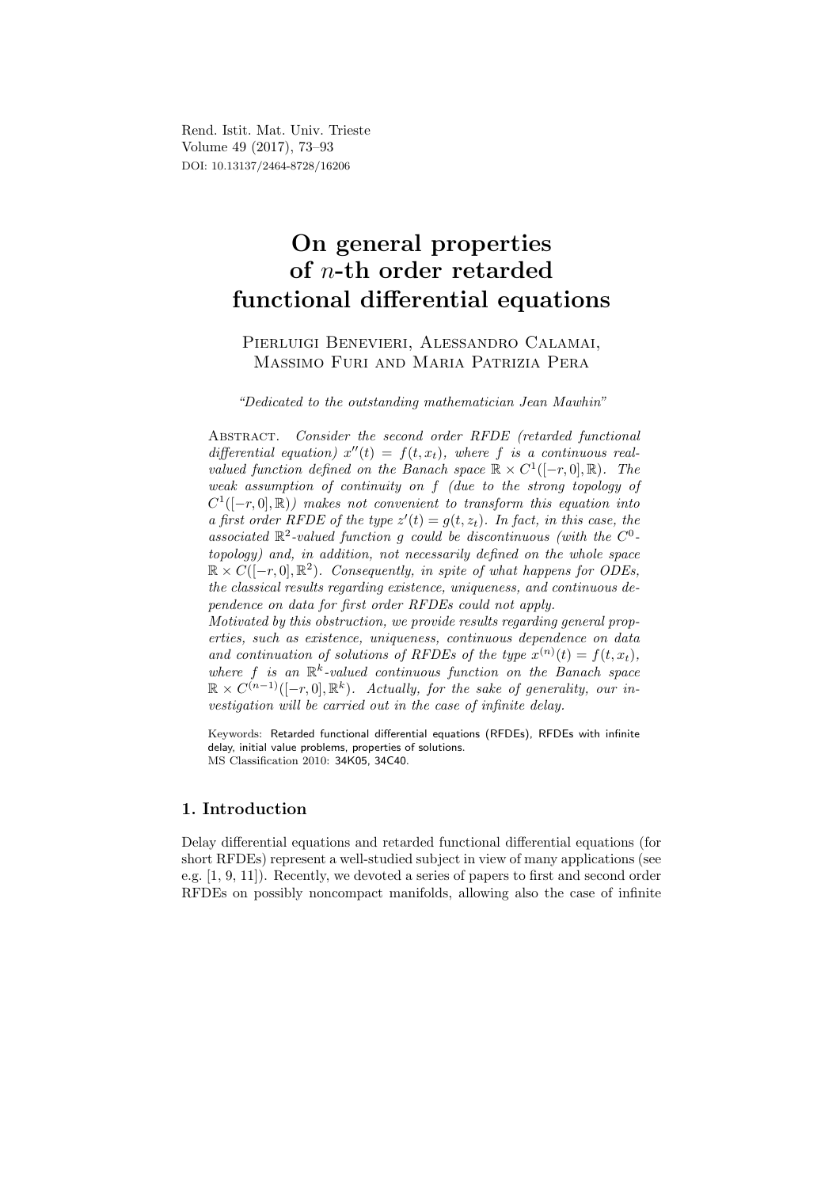# On general properties of $n$-th order retarded functional differential equations

Pierluigi Benevieri, Alessandro Calamai, Massimo Furi and Maria Patrizia Pera

*"Dedicated to the outstanding mathematician Jean Mawhin"*

Abstract. *Consider the second order RFDE (retarded functional differential equation) $x''(t) = f(t, x_t)$, where $f$ is a continuous real-valued function defined on the Banach space $\mathbb{R} \times C^1([-r, 0], \mathbb{R})$. The weak assumption of continuity on $f$ (due to the strong topology of $C^1([-r, 0], \mathbb{R})$) makes not convenient to transform this equation into a first order RFDE of the type $z'(t) = g(t, z_t)$. In fact, in this case, the associated $\mathbb{R}^2$-valued function $g$ could be discontinuous (with the $C^0$-topology) and, in addition, not necessarily defined on the whole space $\mathbb{R} \times C([-r, 0], \mathbb{R}^2)$. Consequently, in spite of what happens for ODEs, the classical results regarding existence, uniqueness, and continuous dependence on data for first order RFDEs could not apply.*

*Motivated by this obstruction, we provide results regarding general properties, such as existence, uniqueness, continuous dependence on data and continuation of solutions of RFDEs of the type $x^{(n)}(t) = f(t, x_t)$, where $f$ is an $\mathbb{R}^k$-valued continuous function on the Banach space $\mathbb{R} \times C^{(n-1)}([-r, 0], \mathbb{R}^k)$. Actually, for the sake of generality, our investigation will be carried out in the case of infinite delay.*

Keywords: Retarded functional differential equations (RFDEs), RFDEs with infinite delay, initial value problems, properties of solutions.
MS Classification 2010: 34K05, 34C40.

## 1. Introduction

Delay differential equations and retarded functional differential equations (for short RFDEs) represent a well-studied subject in view of many applications (see e.g. [1, 9, 11]). Recently, we devoted a series of papers to first and second order RFDEs on possibly noncompact manifolds, allowing also the case of infinite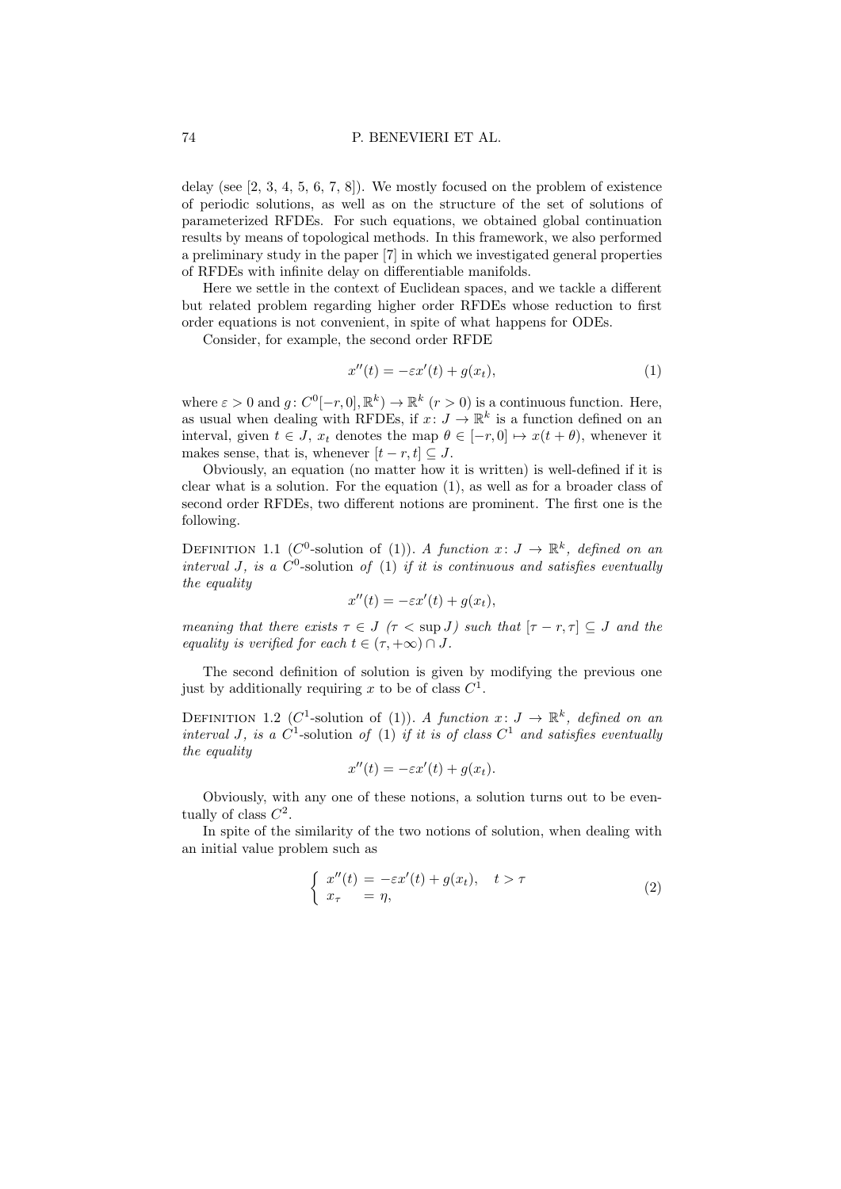delay (see [2, 3, 4, 5, 6, 7, 8]). We mostly focused on the problem of existence of periodic solutions, as well as on the structure of the set of solutions of parameterized RFDEs. For such equations, we obtained global continuation results by means of topological methods. In this framework, we also performed a preliminary study in the paper [7] in which we investigated general properties of RFDEs with infinite delay on differentiable manifolds.

Here we settle in the context of Euclidean spaces, and we tackle a different but related problem regarding higher order RFDEs whose reduction to first order equations is not convenient, in spite of what happens for ODEs.

Consider, for example, the second order RFDE

$$x''(t) = -\varepsilon x'(t) + g(x_t), \tag{1}$$

where $\varepsilon > 0$ and $g\colon C^0[-r,0],\mathbb{R}^k) \to \mathbb{R}^k$ ($r > 0$) is a continuous function. Here, as usual when dealing with RFDEs, if $x\colon J \to \mathbb{R}^k$ is a function defined on an interval, given $t \in J$, $x_t$ denotes the map $\theta \in [-r,0] \mapsto x(t+\theta)$, whenever it makes sense, that is, whenever $[t-r,t] \subseteq J$.

Obviously, an equation (no matter how it is written) is well-defined if it is clear what is a solution. For the equation (1), as well as for a broader class of second order RFDEs, two different notions are prominent. The first one is the following.

Definition 1.1 ($C^0$-solution of (1)). *A function $x\colon J \to \mathbb{R}^k$, defined on an interval $J$, is a $C^0$-solution of (1) if it is continuous and satisfies eventually the equality*

$$x''(t) = -\varepsilon x'(t) + g(x_t),$$

*meaning that there exists $\tau \in J$ ($\tau < \sup J$) such that $[\tau - r, \tau] \subseteq J$ and the equality is verified for each $t \in (\tau, +\infty) \cap J$.*

The second definition of solution is given by modifying the previous one just by additionally requiring $x$ to be of class $C^1$.

Definition 1.2 ($C^1$-solution of (1)). *A function $x\colon J \to \mathbb{R}^k$, defined on an interval $J$, is a $C^1$-solution of (1) if it is of class $C^1$ and satisfies eventually the equality*

$$x''(t) = -\varepsilon x'(t) + g(x_t).$$

Obviously, with any one of these notions, a solution turns out to be eventually of class $C^2$.

In spite of the similarity of the two notions of solution, when dealing with an initial value problem such as

$$\begin{cases} x''(t) = -\varepsilon x'(t) + g(x_t), & t > \tau \\ x_\tau \;\;\; = \eta, \end{cases} \tag{2}$$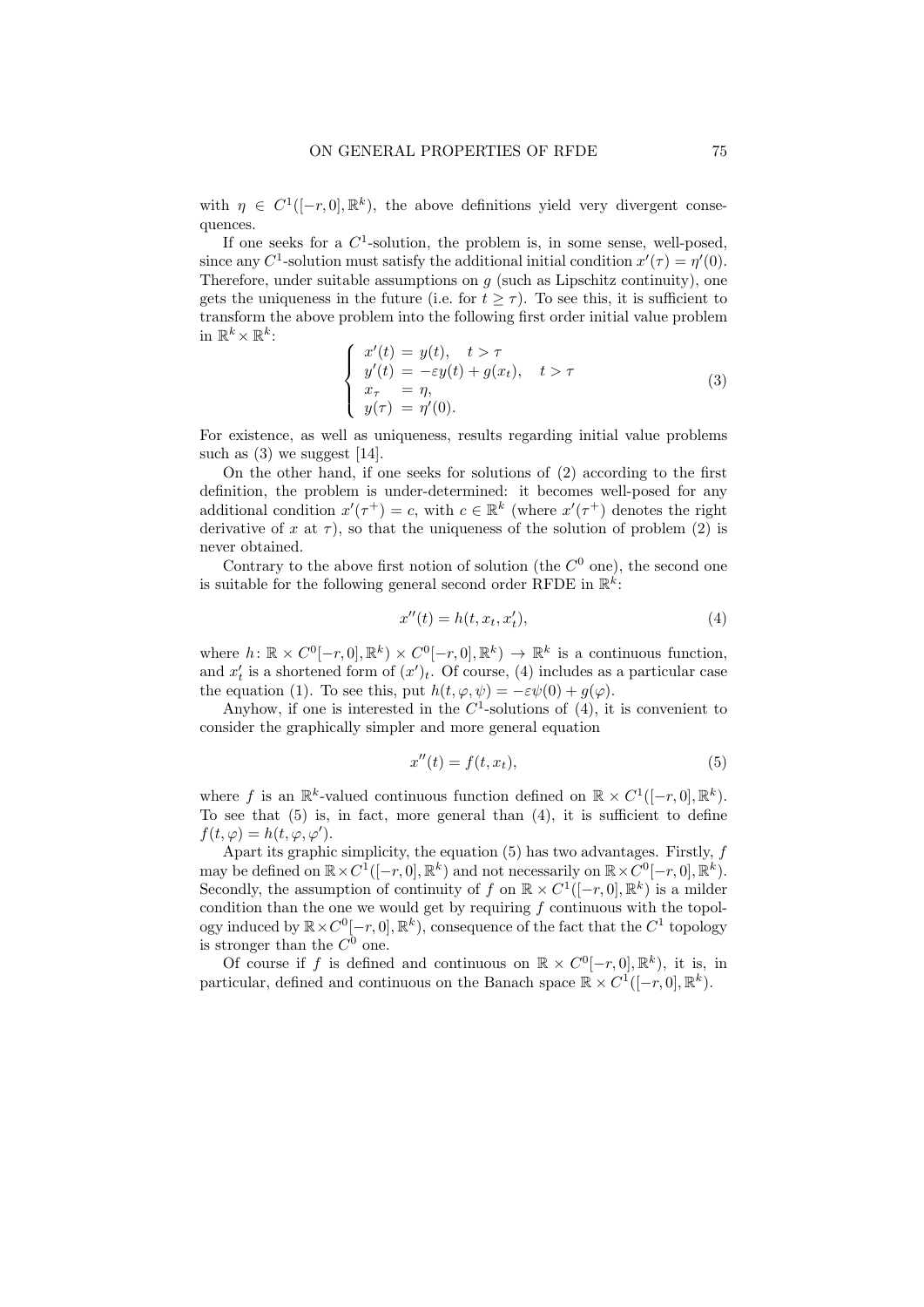with $\eta \in C^1([-r,0],\mathbb{R}^k)$, the above definitions yield very divergent consequences.

If one seeks for a $C^1$-solution, the problem is, in some sense, well-posed, since any $C^1$-solution must satisfy the additional initial condition $x'(\tau) = \eta'(0)$. Therefore, under suitable assumptions on $g$ (such as Lipschitz continuity), one gets the uniqueness in the future (i.e. for $t \geq \tau$). To see this, it is sufficient to transform the above problem into the following first order initial value problem in $\mathbb{R}^k \times \mathbb{R}^k$:

$$\begin{cases} x'(t) = y(t), \quad t > \tau \\ y'(t) = -\varepsilon y(t) + g(x_t), \quad t > \tau \\ x_\tau = \eta, \\ y(\tau) = \eta'(0). \end{cases} \tag{3}$$

For existence, as well as uniqueness, results regarding initial value problems such as (3) we suggest [14].

On the other hand, if one seeks for solutions of (2) according to the first definition, the problem is under-determined: it becomes well-posed for any additional condition $x'(\tau^+) = c$, with $c \in \mathbb{R}^k$ (where $x'(\tau^+)$ denotes the right derivative of $x$ at $\tau$), so that the uniqueness of the solution of problem (2) is never obtained.

Contrary to the above first notion of solution (the $C^0$ one), the second one is suitable for the following general second order RFDE in $\mathbb{R}^k$:

$$x''(t) = h(t, x_t, x'_t), \tag{4}$$

where $h\colon \mathbb{R} \times C^0[-r,0],\mathbb{R}^k) \times C^0[-r,0],\mathbb{R}^k) \to \mathbb{R}^k$ is a continuous function, and $x'_t$ is a shortened form of $(x')_t$. Of course, (4) includes as a particular case the equation (1). To see this, put $h(t,\varphi,\psi) = -\varepsilon\psi(0) + g(\varphi)$.

Anyhow, if one is interested in the $C^1$-solutions of (4), it is convenient to consider the graphically simpler and more general equation

$$x''(t) = f(t, x_t), \tag{5}$$

where $f$ is an $\mathbb{R}^k$-valued continuous function defined on $\mathbb{R} \times C^1([-r,0],\mathbb{R}^k)$. To see that (5) is, in fact, more general than (4), it is sufficient to define $f(t,\varphi) = h(t,\varphi,\varphi')$.

Apart its graphic simplicity, the equation (5) has two advantages. Firstly, $f$ may be defined on $\mathbb{R} \times C^1([-r,0],\mathbb{R}^k)$ and not necessarily on $\mathbb{R} \times C^0[-r,0],\mathbb{R}^k)$. Secondly, the assumption of continuity of $f$ on $\mathbb{R} \times C^1([-r,0],\mathbb{R}^k)$ is a milder condition than the one we would get by requiring $f$ continuous with the topology induced by $\mathbb{R} \times C^0[-r,0],\mathbb{R}^k)$, consequence of the fact that the $C^1$ topology is stronger than the $C^0$ one.

Of course if $f$ is defined and continuous on $\mathbb{R} \times C^0[-r,0],\mathbb{R}^k)$, it is, in particular, defined and continuous on the Banach space $\mathbb{R} \times C^1([-r,0],\mathbb{R}^k)$.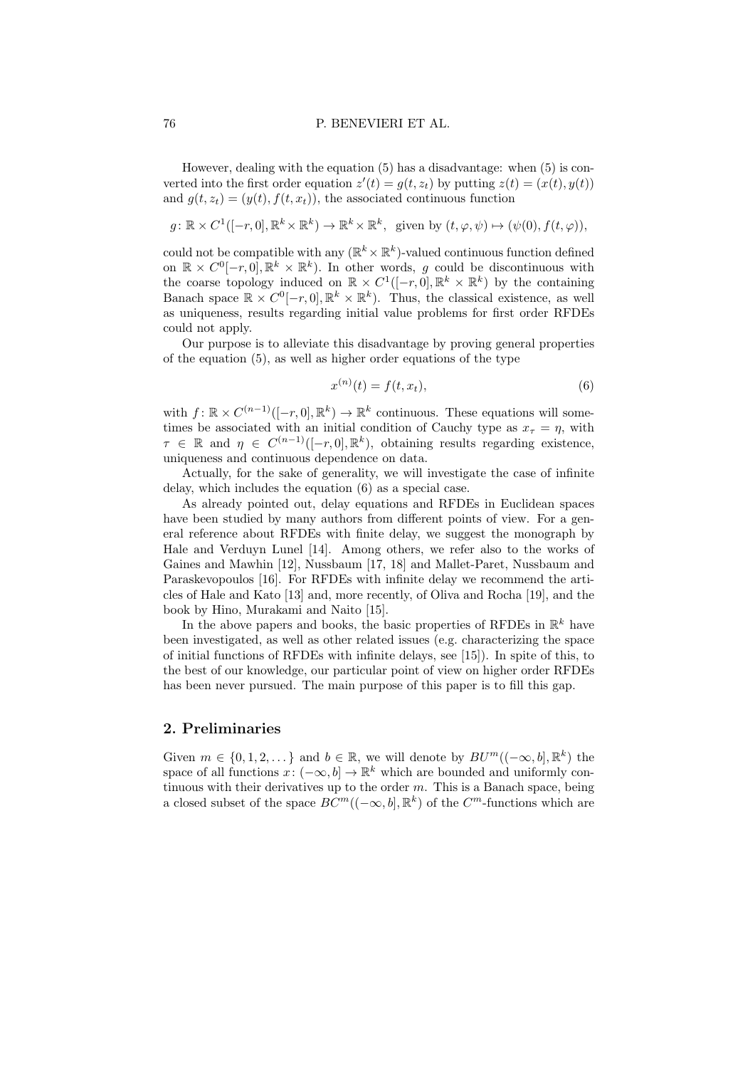However, dealing with the equation (5) has a disadvantage: when (5) is converted into the first order equation $z'(t) = g(t, z_t)$ by putting $z(t) = (x(t), y(t))$ and $g(t, z_t) = (y(t), f(t, x_t))$, the associated continuous function

$$g\colon \mathbb{R} \times C^1([-r, 0], \mathbb{R}^k \times \mathbb{R}^k) \to \mathbb{R}^k \times \mathbb{R}^k, \text{ given by } (t, \varphi, \psi) \mapsto (\psi(0), f(t, \varphi)),$$

could not be compatible with any $(\mathbb{R}^k \times \mathbb{R}^k)$-valued continuous function defined on $\mathbb{R} \times C^0[-r, 0], \mathbb{R}^k \times \mathbb{R}^k)$. In other words, $g$ could be discontinuous with the coarse topology induced on $\mathbb{R} \times C^1([-r, 0], \mathbb{R}^k \times \mathbb{R}^k)$ by the containing Banach space $\mathbb{R} \times C^0[-r, 0], \mathbb{R}^k \times \mathbb{R}^k)$. Thus, the classical existence, as well as uniqueness, results regarding initial value problems for first order RFDEs could not apply.

Our purpose is to alleviate this disadvantage by proving general properties of the equation (5), as well as higher order equations of the type

$$x^{(n)}(t) = f(t, x_t), \tag{6}$$

with $f\colon \mathbb{R} \times C^{(n-1)}([-r, 0], \mathbb{R}^k) \to \mathbb{R}^k$ continuous. These equations will sometimes be associated with an initial condition of Cauchy type as $x_\tau = \eta$, with $\tau \in \mathbb{R}$ and $\eta \in C^{(n-1)}([-r, 0], \mathbb{R}^k)$, obtaining results regarding existence, uniqueness and continuous dependence on data.

Actually, for the sake of generality, we will investigate the case of infinite delay, which includes the equation (6) as a special case.

As already pointed out, delay equations and RFDEs in Euclidean spaces have been studied by many authors from different points of view. For a general reference about RFDEs with finite delay, we suggest the monograph by Hale and Verduyn Lunel [14]. Among others, we refer also to the works of Gaines and Mawhin [12], Nussbaum [17, 18] and Mallet-Paret, Nussbaum and Paraskevopoulos [16]. For RFDEs with infinite delay we recommend the articles of Hale and Kato [13] and, more recently, of Oliva and Rocha [19], and the book by Hino, Murakami and Naito [15].

In the above papers and books, the basic properties of RFDEs in $\mathbb{R}^k$ have been investigated, as well as other related issues (e.g. characterizing the space of initial functions of RFDEs with infinite delays, see [15]). In spite of this, to the best of our knowledge, our particular point of view on higher order RFDEs has been never pursued. The main purpose of this paper is to fill this gap.

## 2. Preliminaries

Given $m \in \{0, 1, 2, \dots\}$ and $b \in \mathbb{R}$, we will denote by $BU^m((-\infty, b], \mathbb{R}^k)$ the space of all functions $x\colon (-\infty, b] \to \mathbb{R}^k$ which are bounded and uniformly continuous with their derivatives up to the order $m$. This is a Banach space, being a closed subset of the space $BC^m((-\infty, b], \mathbb{R}^k)$ of the $C^m$-functions which are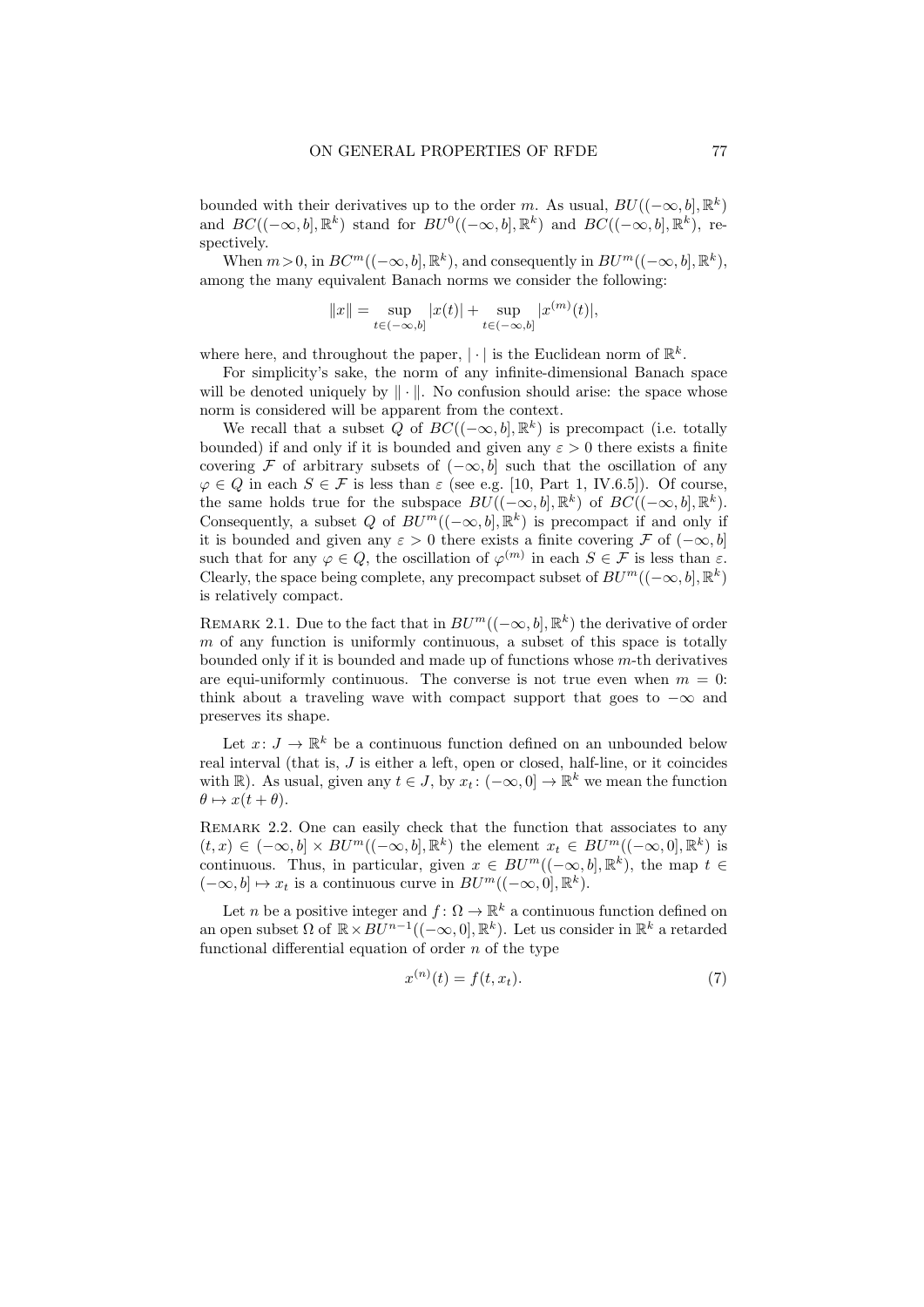bounded with their derivatives up to the order $m$. As usual, $BU((-\infty,b],\mathbb{R}^k)$ and $BC((-\infty,b],\mathbb{R}^k)$ stand for $BU^0((-\infty,b],\mathbb{R}^k)$ and $BC((-\infty,b],\mathbb{R}^k)$, respectively.

When $m>0$, in $BC^m((-\infty,b],\mathbb{R}^k)$, and consequently in $BU^m((-\infty,b],\mathbb{R}^k)$, among the many equivalent Banach norms we consider the following:

$$\|x\| = \sup_{t\in(-\infty,b]} |x(t)| + \sup_{t\in(-\infty,b]} |x^{(m)}(t)|,$$

where here, and throughout the paper, $|\cdot|$ is the Euclidean norm of $\mathbb{R}^k$.

For simplicity's sake, the norm of any infinite-dimensional Banach space will be denoted uniquely by $\|\cdot\|$. No confusion should arise: the space whose norm is considered will be apparent from the context.

We recall that a subset $Q$ of $BC((-\infty,b],\mathbb{R}^k)$ is precompact (i.e. totally bounded) if and only if it is bounded and given any $\varepsilon>0$ there exists a finite covering $\mathcal{F}$ of arbitrary subsets of $(-\infty,b]$ such that the oscillation of any $\varphi\in Q$ in each $S\in\mathcal{F}$ is less than $\varepsilon$ (see e.g. [10, Part 1, IV.6.5]). Of course, the same holds true for the subspace $BU((-\infty,b],\mathbb{R}^k)$ of $BC((-\infty,b],\mathbb{R}^k)$. Consequently, a subset $Q$ of $BU^m((-\infty,b],\mathbb{R}^k)$ is precompact if and only if it is bounded and given any $\varepsilon>0$ there exists a finite covering $\mathcal{F}$ of $(-\infty,b]$ such that for any $\varphi\in Q$, the oscillation of $\varphi^{(m)}$ in each $S\in\mathcal{F}$ is less than $\varepsilon$. Clearly, the space being complete, any precompact subset of $BU^m((-\infty,b],\mathbb{R}^k)$ is relatively compact.

Remark 2.1. Due to the fact that in $BU^m((-\infty,b],\mathbb{R}^k)$ the derivative of order $m$ of any function is uniformly continuous, a subset of this space is totally bounded only if it is bounded and made up of functions whose $m$-th derivatives are equi-uniformly continuous. The converse is not true even when $m=0$: think about a traveling wave with compact support that goes to $-\infty$ and preserves its shape.

Let $x\colon J\to\mathbb{R}^k$ be a continuous function defined on an unbounded below real interval (that is, $J$ is either a left, open or closed, half-line, or it coincides with $\mathbb{R}$). As usual, given any $t\in J$, by $x_t\colon(-\infty,0]\to\mathbb{R}^k$ we mean the function $\theta\mapsto x(t+\theta)$.

Remark 2.2. One can easily check that the function that associates to any $(t,x)\in(-\infty,b]\times BU^m((-\infty,b],\mathbb{R}^k)$ the element $x_t\in BU^m((-\infty,0],\mathbb{R}^k)$ is continuous. Thus, in particular, given $x\in BU^m((-\infty,b],\mathbb{R}^k)$, the map $t\in(-\infty,b]\mapsto x_t$ is a continuous curve in $BU^m((-\infty,0],\mathbb{R}^k)$.

Let $n$ be a positive integer and $f\colon\Omega\to\mathbb{R}^k$ a continuous function defined on an open subset $\Omega$ of $\mathbb{R}\times BU^{n-1}((-\infty,0],\mathbb{R}^k)$. Let us consider in $\mathbb{R}^k$ a retarded functional differential equation of order $n$ of the type

$$x^{(n)}(t) = f(t,x_t). \tag{7}$$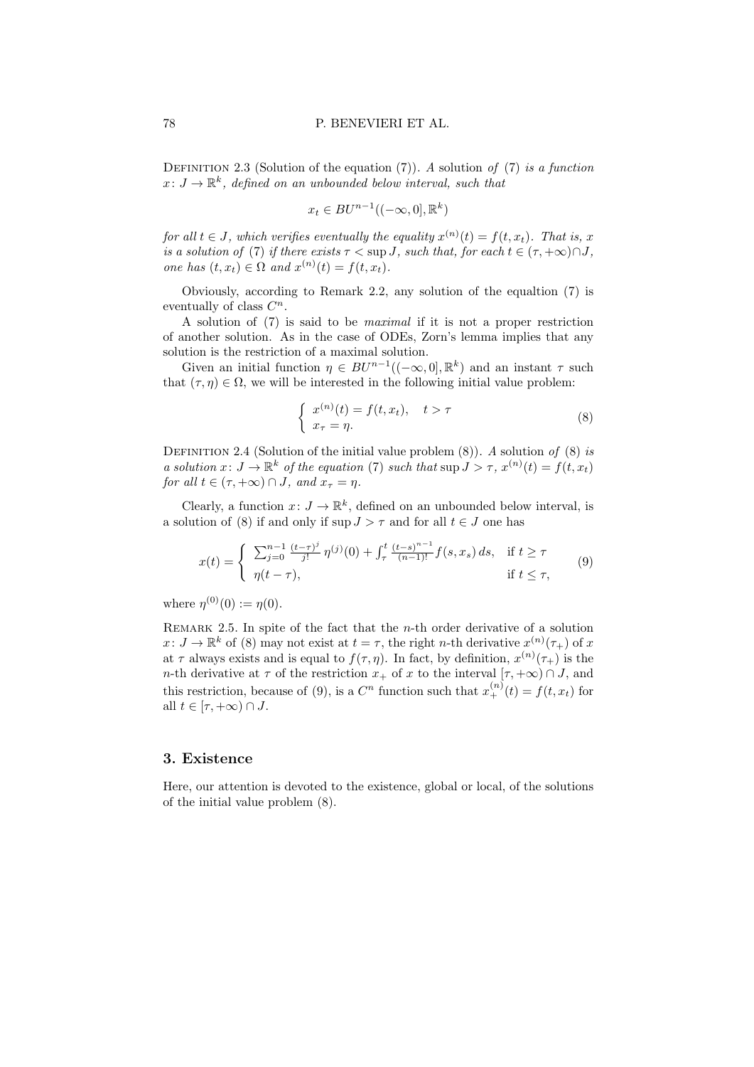Definition 2.3 (Solution of the equation (7)). *A* solution *of* (7) *is a function* $x\colon J \to \mathbb{R}^k$*, defined on an unbounded below interval, such that*

$$x_t \in BU^{n-1}((-\infty, 0], \mathbb{R}^k)$$

*for all* $t \in J$*, which verifies eventually the equality* $x^{(n)}(t) = f(t, x_t)$*. That is,* $x$ *is a solution of* (7) *if there exists* $\tau < \sup J$*, such that, for each* $t \in (\tau, +\infty) \cap J$*, one has* $(t, x_t) \in \Omega$ *and* $x^{(n)}(t) = f(t, x_t)$*.*

Obviously, according to Remark 2.2, any solution of the equaltion (7) is eventually of class $C^n$.

A solution of (7) is said to be *maximal* if it is not a proper restriction of another solution. As in the case of ODEs, Zorn's lemma implies that any solution is the restriction of a maximal solution.

Given an initial function $\eta \in BU^{n-1}((-\infty, 0], \mathbb{R}^k)$ and an instant $\tau$ such that $(\tau, \eta) \in \Omega$, we will be interested in the following initial value problem:

$$\begin{cases} x^{(n)}(t) = f(t, x_t), & t > \tau \\ x_\tau = \eta. \end{cases} \tag{8}$$

Definition 2.4 (Solution of the initial value problem (8)). *A* solution *of* (8) *is a solution* $x\colon J \to \mathbb{R}^k$ *of the equation* (7) *such that* $\sup J > \tau$*,* $x^{(n)}(t) = f(t, x_t)$ *for all* $t \in (\tau, +\infty) \cap J$*, and* $x_\tau = \eta$*.*

Clearly, a function $x\colon J \to \mathbb{R}^k$, defined on an unbounded below interval, is a solution of (8) if and only if $\sup J > \tau$ and for all $t \in J$ one has

$$x(t) = \begin{cases} \sum_{j=0}^{n-1} \frac{(t-\tau)^j}{j!} \eta^{(j)}(0) + \int_\tau^t \frac{(t-s)^{n-1}}{(n-1)!} f(s, x_s)\, ds, & \text{if } t \geq \tau \\ \eta(t - \tau), & \text{if } t \leq \tau, \end{cases} \tag{9}$$

where $\eta^{(0)}(0) := \eta(0)$.

Remark 2.5. In spite of the fact that the $n$-th order derivative of a solution $x\colon J \to \mathbb{R}^k$ of (8) may not exist at $t = \tau$, the right $n$-th derivative $x^{(n)}(\tau_+)$ of $x$ at $\tau$ always exists and is equal to $f(\tau, \eta)$. In fact, by definition, $x^{(n)}(\tau_+)$ is the $n$-th derivative at $\tau$ of the restriction $x_+$ of $x$ to the interval $[\tau, +\infty) \cap J$, and this restriction, because of (9), is a $C^n$ function such that $x_+^{(n)}(t) = f(t, x_t)$ for all $t \in [\tau, +\infty) \cap J$.

## 3. Existence

Here, our attention is devoted to the existence, global or local, of the solutions of the initial value problem (8).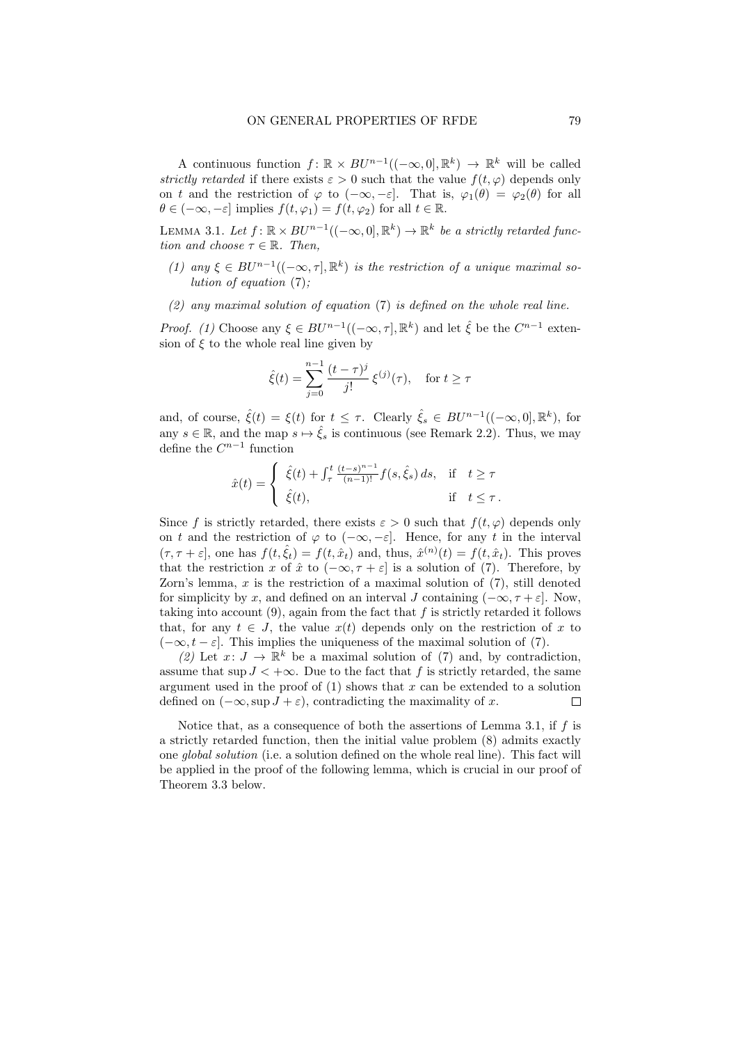A continuous function $f\colon \mathbb{R} \times BU^{n-1}((-\infty,0],\mathbb{R}^k) \to \mathbb{R}^k$ will be called *strictly retarded* if there exists $\varepsilon > 0$ such that the value $f(t,\varphi)$ depends only on $t$ and the restriction of $\varphi$ to $(-\infty,-\varepsilon]$. That is, $\varphi_1(\theta) = \varphi_2(\theta)$ for all $\theta \in (-\infty,-\varepsilon]$ implies $f(t,\varphi_1) = f(t,\varphi_2)$ for all $t \in \mathbb{R}$.

Lemma 3.1. *Let $f\colon \mathbb{R} \times BU^{n-1}((-\infty,0],\mathbb{R}^k) \to \mathbb{R}^k$ be a strictly retarded function and choose $\tau \in \mathbb{R}$. Then,*

*(1) any $\xi \in BU^{n-1}((-\infty,\tau],\mathbb{R}^k)$ is the restriction of a unique maximal solution of equation (7);*

*(2) any maximal solution of equation (7) is defined on the whole real line.*

*Proof. (1)* Choose any $\xi \in BU^{n-1}((-\infty,\tau],\mathbb{R}^k)$ and let $\hat{\xi}$ be the $C^{n-1}$ extension of $\xi$ to the whole real line given by

$$\hat{\xi}(t) = \sum_{j=0}^{n-1} \frac{(t-\tau)^j}{j!}\, \xi^{(j)}(\tau), \quad \text{for } t \geq \tau$$

and, of course, $\hat{\xi}(t) = \xi(t)$ for $t \leq \tau$. Clearly $\hat{\xi}_s \in BU^{n-1}((-\infty,0],\mathbb{R}^k)$, for any $s \in \mathbb{R}$, and the map $s \mapsto \hat{\xi}_s$ is continuous (see Remark 2.2). Thus, we may define the $C^{n-1}$ function

$$\hat{x}(t) = \begin{cases} \hat{\xi}(t) + \int_\tau^t \frac{(t-s)^{n-1}}{(n-1)!} f(s,\hat{\xi}_s)\, ds, & \text{if} \quad t \geq \tau \\ \hat{\xi}(t), & \text{if} \quad t \leq \tau\,. \end{cases}$$

Since $f$ is strictly retarded, there exists $\varepsilon > 0$ such that $f(t,\varphi)$ depends only on $t$ and the restriction of $\varphi$ to $(-\infty,-\varepsilon]$. Hence, for any $t$ in the interval $(\tau,\tau+\varepsilon]$, one has $f(t,\hat{\xi}_t) = f(t,\hat{x}_t)$ and, thus, $\hat{x}^{(n)}(t) = f(t,\hat{x}_t)$. This proves that the restriction $x$ of $\hat{x}$ to $(-\infty,\tau+\varepsilon]$ is a solution of (7). Therefore, by Zorn's lemma, $x$ is the restriction of a maximal solution of (7), still denoted for simplicity by $x$, and defined on an interval $J$ containing $(-\infty,\tau+\varepsilon]$. Now, taking into account (9), again from the fact that $f$ is strictly retarded it follows that, for any $t \in J$, the value $x(t)$ depends only on the restriction of $x$ to $(-\infty,t-\varepsilon]$. This implies the uniqueness of the maximal solution of (7).

*(2)* Let $x\colon J \to \mathbb{R}^k$ be a maximal solution of (7) and, by contradiction, assume that $\sup J < +\infty$. Due to the fact that $f$ is strictly retarded, the same argument used in the proof of (1) shows that $x$ can be extended to a solution defined on $(-\infty,\sup J+\varepsilon)$, contradicting the maximality of $x$. ∎

Notice that, as a consequence of both the assertions of Lemma 3.1, if $f$ is a strictly retarded function, then the initial value problem (8) admits exactly one *global solution* (i.e. a solution defined on the whole real line). This fact will be applied in the proof of the following lemma, which is crucial in our proof of Theorem 3.3 below.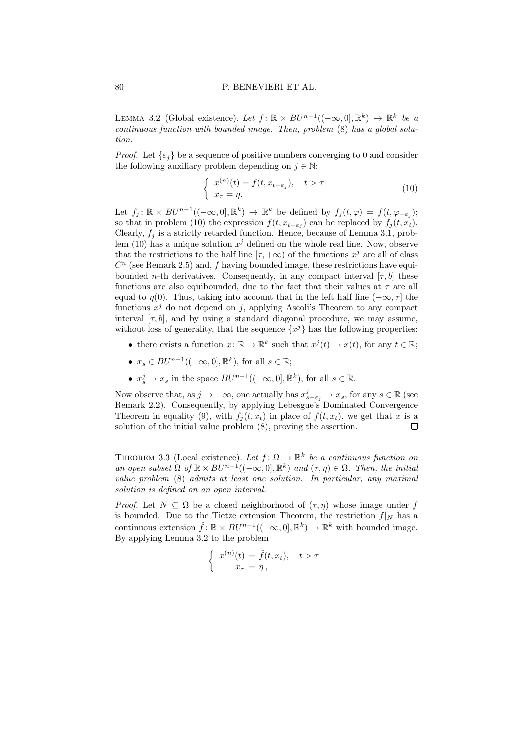Lemma 3.2 (Global existence). *Let $f\colon \mathbb{R} \times BU^{n-1}((-\infty,0],\mathbb{R}^k) \to \mathbb{R}^k$ be a continuous function with bounded image. Then, problem* (8) *has a global solution.*

*Proof.* Let $\{\varepsilon_j\}$ be a sequence of positive numbers converging to 0 and consider the following auxiliary problem depending on $j \in \mathbb{N}$:

$$\begin{cases} x^{(n)}(t) = f(t, x_{t-\varepsilon_j}), & t > \tau \\ x_\tau = \eta. \end{cases} \tag{10}$$

Let $f_j\colon \mathbb{R} \times BU^{n-1}((-\infty,0],\mathbb{R}^k) \to \mathbb{R}^k$ be defined by $f_j(t,\varphi) = f(t,\varphi_{-\varepsilon_j})$; so that in problem (10) the expression $f(t,x_{t-\varepsilon_j})$ can be replaced by $f_j(t,x_t)$. Clearly, $f_j$ is a strictly retarded function. Hence, because of Lemma 3.1, problem (10) has a unique solution $x^j$ defined on the whole real line. Now, observe that the restrictions to the half line $[\tau,+\infty)$ of the functions $x^j$ are all of class $C^n$ (see Remark 2.5) and, $f$ having bounded image, these restrictions have equibounded $n$-th derivatives. Consequently, in any compact interval $[\tau,b]$ these functions are also equibounded, due to the fact that their values at $\tau$ are all equal to $\eta(0)$. Thus, taking into account that in the left half line $(-\infty,\tau]$ the functions $x^j$ do not depend on $j$, applying Ascoli's Theorem to any compact interval $[\tau,b]$, and by using a standard diagonal procedure, we may assume, without loss of generality, that the sequence $\{x^j\}$ has the following properties:

- there exists a function $x\colon \mathbb{R} \to \mathbb{R}^k$ such that $x^j(t) \to x(t)$, for any $t \in \mathbb{R}$;
- $x_s \in BU^{n-1}((-\infty,0],\mathbb{R}^k)$, for all $s \in \mathbb{R}$;
- $x^j_s \to x_s$ in the space $BU^{n-1}((-\infty,0],\mathbb{R}^k)$, for all $s \in \mathbb{R}$.

Now observe that, as $j \to +\infty$, one actually has $x^j_{s-\varepsilon_j} \to x_s$, for any $s \in \mathbb{R}$ (see Remark 2.2). Consequently, by applying Lebesgue's Dominated Convergence Theorem in equality (9), with $f_j(t,x_t)$ in place of $f(t,x_t)$, we get that $x$ is a solution of the initial value problem (8), proving the assertion. □

Theorem 3.3 (Local existence). *Let $f\colon \Omega \to \mathbb{R}^k$ be a continuous function on an open subset $\Omega$ of $\mathbb{R} \times BU^{n-1}((-\infty,0],\mathbb{R}^k)$ and $(\tau,\eta) \in \Omega$. Then, the initial value problem* (8) *admits at least one solution. In particular, any maximal solution is defined on an open interval.*

*Proof.* Let $N \subseteq \Omega$ be a closed neighborhood of $(\tau,\eta)$ whose image under $f$ is bounded. Due to the Tietze extension Theorem, the restriction $f|_N$ has a continuous extension $\hat{f}\colon \mathbb{R} \times BU^{n-1}((-\infty,0],\mathbb{R}^k) \to \mathbb{R}^k$ with bounded image. By applying Lemma 3.2 to the problem

$$\begin{cases} x^{(n)}(t) = \hat{f}(t,x_t), & t > \tau \\ x_\tau = \eta\,, \end{cases}$$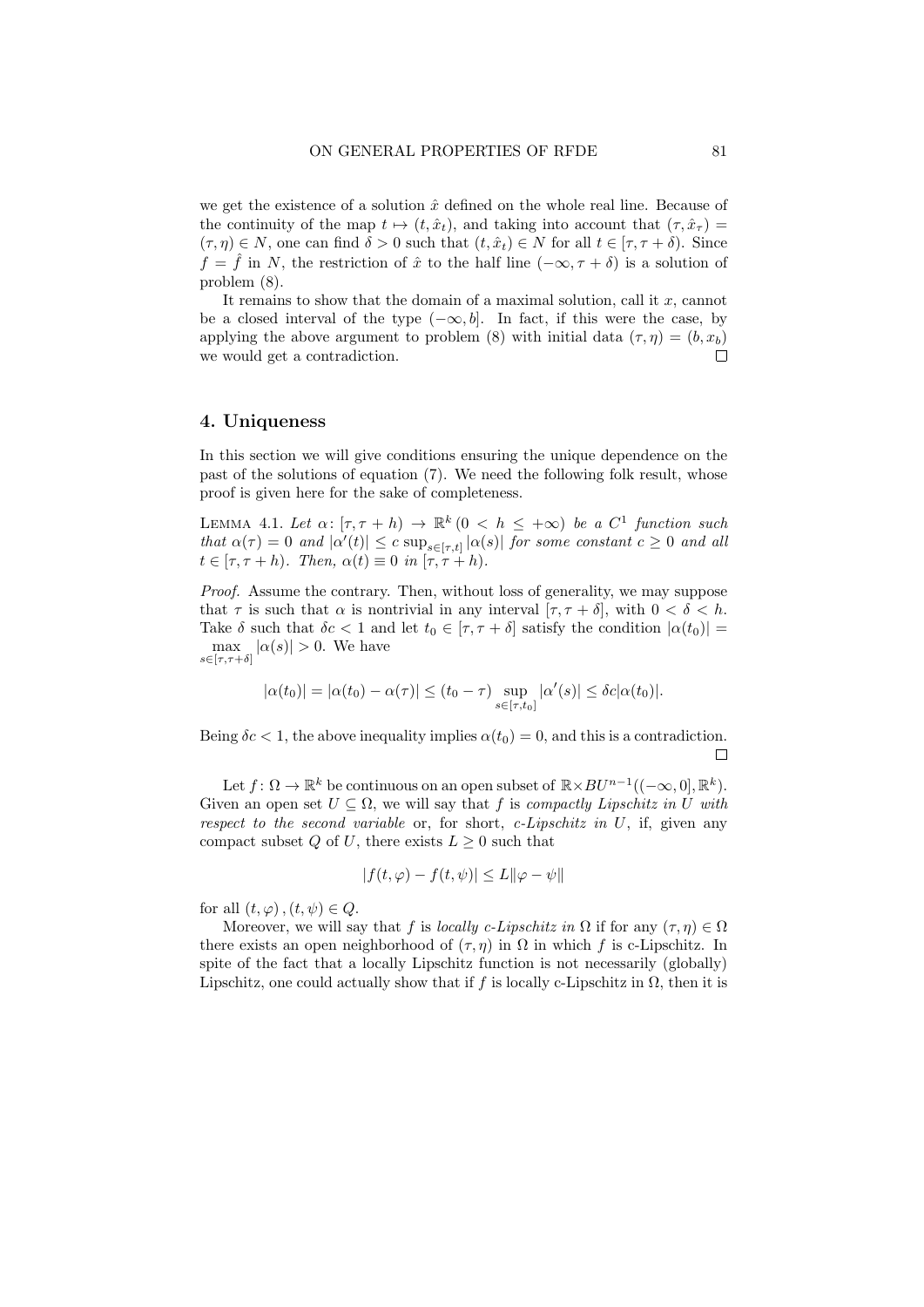we get the existence of a solution $\hat{x}$ defined on the whole real line. Because of the continuity of the map $t \mapsto (t, \hat{x}_t)$, and taking into account that $(\tau, \hat{x}_\tau) = (\tau, \eta) \in N$, one can find $\delta > 0$ such that $(t, \hat{x}_t) \in N$ for all $t \in [\tau, \tau + \delta)$. Since $f = \hat{f}$ in $N$, the restriction of $\hat{x}$ to the half line $(-\infty, \tau + \delta)$ is a solution of problem (8).

It remains to show that the domain of a maximal solution, call it $x$, cannot be a closed interval of the type $(-\infty, b]$. In fact, if this were the case, by applying the above argument to problem (8) with initial data $(\tau, \eta) = (b, x_b)$ we would get a contradiction. □

## 4. Uniqueness

In this section we will give conditions ensuring the unique dependence on the past of the solutions of equation (7). We need the following folk result, whose proof is given here for the sake of completeness.

Lemma 4.1. *Let $\alpha \colon [\tau, \tau + h) \to \mathbb{R}^k$ $(0 < h \leq +\infty)$ be a $C^1$ function such that $\alpha(\tau) = 0$ and $|\alpha'(t)| \leq c \sup_{s \in [\tau, t]} |\alpha(s)|$ for some constant $c \geq 0$ and all $t \in [\tau, \tau + h)$. Then, $\alpha(t) \equiv 0$ in $[\tau, \tau + h)$.*

*Proof.* Assume the contrary. Then, without loss of generality, we may suppose that $\tau$ is such that $\alpha$ is nontrivial in any interval $[\tau, \tau + \delta]$, with $0 < \delta < h$. Take $\delta$ such that $\delta c < 1$ and let $t_0 \in [\tau, \tau + \delta]$ satisfy the condition $|\alpha(t_0)| = \max_{s \in [\tau, \tau + \delta]} |\alpha(s)| > 0$. We have

$$|\alpha(t_0)| = |\alpha(t_0) - \alpha(\tau)| \leq (t_0 - \tau) \sup_{s \in [\tau, t_0]} |\alpha'(s)| \leq \delta c |\alpha(t_0)|.$$

Being $\delta c < 1$, the above inequality implies $\alpha(t_0) = 0$, and this is a contradiction. □

Let $f \colon \Omega \to \mathbb{R}^k$ be continuous on an open subset of $\mathbb{R} \times BU^{n-1}((-\infty, 0], \mathbb{R}^k)$. Given an open set $U \subseteq \Omega$, we will say that $f$ is *compactly Lipschitz in $U$ with respect to the second variable* or, for short, *c-Lipschitz in $U$*, if, given any compact subset $Q$ of $U$, there exists $L \geq 0$ such that

$$|f(t, \varphi) - f(t, \psi)| \leq L \|\varphi - \psi\|$$

for all $(t, \varphi), (t, \psi) \in Q$.

Moreover, we will say that $f$ is *locally c-Lipschitz in $\Omega$* if for any $(\tau, \eta) \in \Omega$ there exists an open neighborhood of $(\tau, \eta)$ in $\Omega$ in which $f$ is c-Lipschitz. In spite of the fact that a locally Lipschitz function is not necessarily (globally) Lipschitz, one could actually show that if $f$ is locally c-Lipschitz in $\Omega$, then it is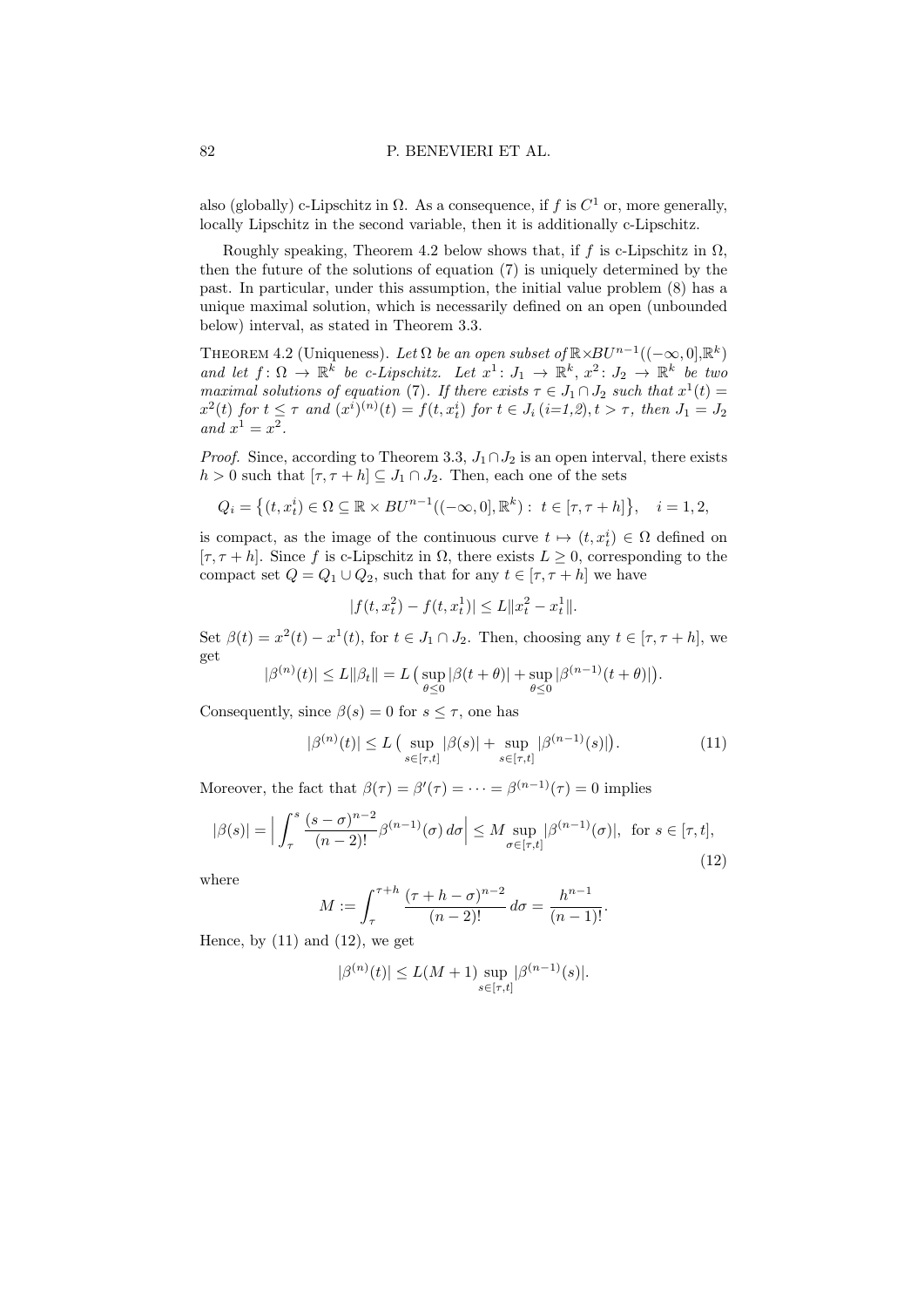also (globally) c-Lipschitz in $\Omega$. As a consequence, if $f$ is $C^1$ or, more generally, locally Lipschitz in the second variable, then it is additionally c-Lipschitz.

Roughly speaking, Theorem 4.2 below shows that, if $f$ is c-Lipschitz in $\Omega$, then the future of the solutions of equation (7) is uniquely determined by the past. In particular, under this assumption, the initial value problem (8) has a unique maximal solution, which is necessarily defined on an open (unbounded below) interval, as stated in Theorem 3.3.

Theorem 4.2 (Uniqueness). *Let $\Omega$ be an open subset of $\mathbb{R}\times BU^{n-1}((-\infty,0],\mathbb{R}^k)$ and let $f\colon \Omega \to \mathbb{R}^k$ be c-Lipschitz. Let $x^1\colon J_1 \to \mathbb{R}^k$, $x^2\colon J_2 \to \mathbb{R}^k$ be two maximal solutions of equation (7). If there exists $\tau \in J_1 \cap J_2$ such that $x^1(t) = x^2(t)$ for $t \leq \tau$ and $(x^i)^{(n)}(t) = f(t, x^i_t)$ for $t \in J_i$ (i=1,2), $t > \tau$, then $J_1 = J_2$ and $x^1 = x^2$.*

*Proof.* Since, according to Theorem 3.3, $J_1 \cap J_2$ is an open interval, there exists $h > 0$ such that $[\tau, \tau + h] \subseteq J_1 \cap J_2$. Then, each one of the sets

$$Q_i = \big\{(t, x^i_t) \in \Omega \subseteq \mathbb{R} \times BU^{n-1}((-\infty,0],\mathbb{R}^k) : \ t \in [\tau, \tau+h]\big\}, \quad i = 1, 2,$$

is compact, as the image of the continuous curve $t \mapsto (t, x^i_t) \in \Omega$ defined on $[\tau, \tau + h]$. Since $f$ is c-Lipschitz in $\Omega$, there exists $L \geq 0$, corresponding to the compact set $Q = Q_1 \cup Q_2$, such that for any $t \in [\tau, \tau + h]$ we have

$$|f(t, x^2_t) - f(t, x^1_t)| \leq L\|x^2_t - x^1_t\|.$$

Set $\beta(t) = x^2(t) - x^1(t)$, for $t \in J_1 \cap J_2$. Then, choosing any $t \in [\tau, \tau + h]$, we get

$$|\beta^{(n)}(t)| \leq L\|\beta_t\| = L\big(\sup_{\theta\leq 0}|\beta(t+\theta)| + \sup_{\theta\leq 0}|\beta^{(n-1)}(t+\theta)|\big).$$

Consequently, since $\beta(s) = 0$ for $s \leq \tau$, one has

$$|\beta^{(n)}(t)| \leq L\big(\sup_{s\in[\tau,t]}|\beta(s)| + \sup_{s\in[\tau,t]}|\beta^{(n-1)}(s)|\big). \tag{11}$$

Moreover, the fact that $\beta(\tau) = \beta'(\tau) = \cdots = \beta^{(n-1)}(\tau) = 0$ implies

$$|\beta(s)| = \Big|\int_\tau^s \frac{(s-\sigma)^{n-2}}{(n-2)!}\beta^{(n-1)}(\sigma)\,d\sigma\Big| \leq M \sup_{\sigma\in[\tau,t]}|\beta^{(n-1)}(\sigma)|, \ \text{ for } s \in [\tau, t], \tag{12}$$

where

$$M := \int_\tau^{\tau+h} \frac{(\tau+h-\sigma)^{n-2}}{(n-2)!}\,d\sigma = \frac{h^{n-1}}{(n-1)!}.$$

Hence, by (11) and (12), we get

$$|\beta^{(n)}(t)| \leq L(M+1)\sup_{s\in[\tau,t]}|\beta^{(n-1)}(s)|.$$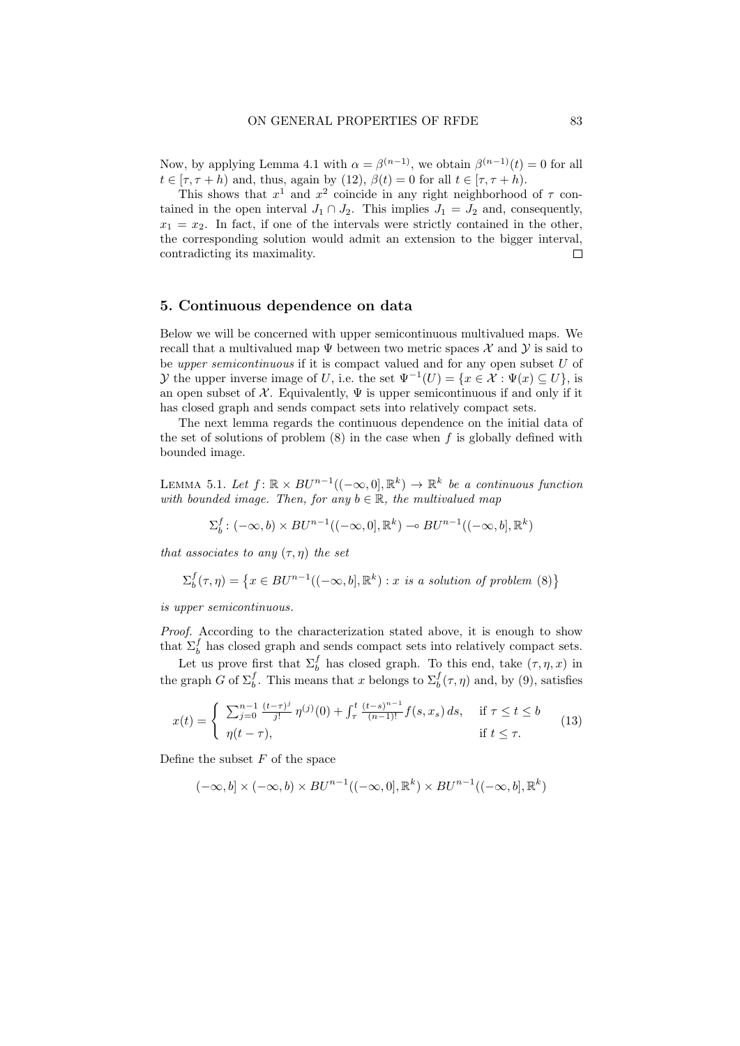Now, by applying Lemma 4.1 with $\alpha = \beta^{(n-1)}$, we obtain $\beta^{(n-1)}(t) = 0$ for all $t \in [\tau, \tau + h)$ and, thus, again by (12), $\beta(t) = 0$ for all $t \in [\tau, \tau + h)$.

This shows that $x^1$ and $x^2$ coincide in any right neighborhood of $\tau$ contained in the open interval $J_1 \cap J_2$. This implies $J_1 = J_2$ and, consequently, $x_1 = x_2$. In fact, if one of the intervals were strictly contained in the other, the corresponding solution would admit an extension to the bigger interval, contradicting its maximality. □

## 5. Continuous dependence on data

Below we will be concerned with upper semicontinuous multivalued maps. We recall that a multivalued map $\Psi$ between two metric spaces $\mathcal{X}$ and $\mathcal{Y}$ is said to be *upper semicontinuous* if it is compact valued and for any open subset $U$ of $\mathcal{Y}$ the upper inverse image of $U$, i.e. the set $\Psi^{-1}(U) = \{x \in \mathcal{X} : \Psi(x) \subseteq U\}$, is an open subset of $\mathcal{X}$. Equivalently, $\Psi$ is upper semicontinuous if and only if it has closed graph and sends compact sets into relatively compact sets.

The next lemma regards the continuous dependence on the initial data of the set of solutions of problem (8) in the case when $f$ is globally defined with bounded image.

Lemma 5.1. *Let $f\colon \mathbb{R} \times BU^{n-1}((-\infty, 0], \mathbb{R}^k) \to \mathbb{R}^k$ be a continuous function with bounded image. Then, for any $b \in \mathbb{R}$, the multivalued map*

$$\Sigma_b^f \colon (-\infty, b) \times BU^{n-1}((-\infty, 0], \mathbb{R}^k) \multimap BU^{n-1}((-\infty, b], \mathbb{R}^k)$$

*that associates to any $(\tau, \eta)$ the set*

$$\Sigma_b^f(\tau, \eta) = \left\{x \in BU^{n-1}((-\infty, b], \mathbb{R}^k) : x \text{ is a solution of problem } (8)\right\}$$

*is upper semicontinuous.*

*Proof.* According to the characterization stated above, it is enough to show that $\Sigma_b^f$ has closed graph and sends compact sets into relatively compact sets.

Let us prove first that $\Sigma_b^f$ has closed graph. To this end, take $(\tau, \eta, x)$ in the graph $G$ of $\Sigma_b^f$. This means that $x$ belongs to $\Sigma_b^f(\tau, \eta)$ and, by (9), satisfies

$$x(t) = \begin{cases} \sum_{j=0}^{n-1} \frac{(t-\tau)^j}{j!}\, \eta^{(j)}(0) + \int_\tau^t \frac{(t-s)^{n-1}}{(n-1)!} f(s, x_s)\, ds, & \text{if } \tau \le t \le b \\ \eta(t - \tau), & \text{if } t \le \tau. \end{cases} \tag{13}$$

Define the subset $F$ of the space

$$(-\infty, b] \times (-\infty, b) \times BU^{n-1}((-\infty, 0], \mathbb{R}^k) \times BU^{n-1}((-\infty, b], \mathbb{R}^k)$$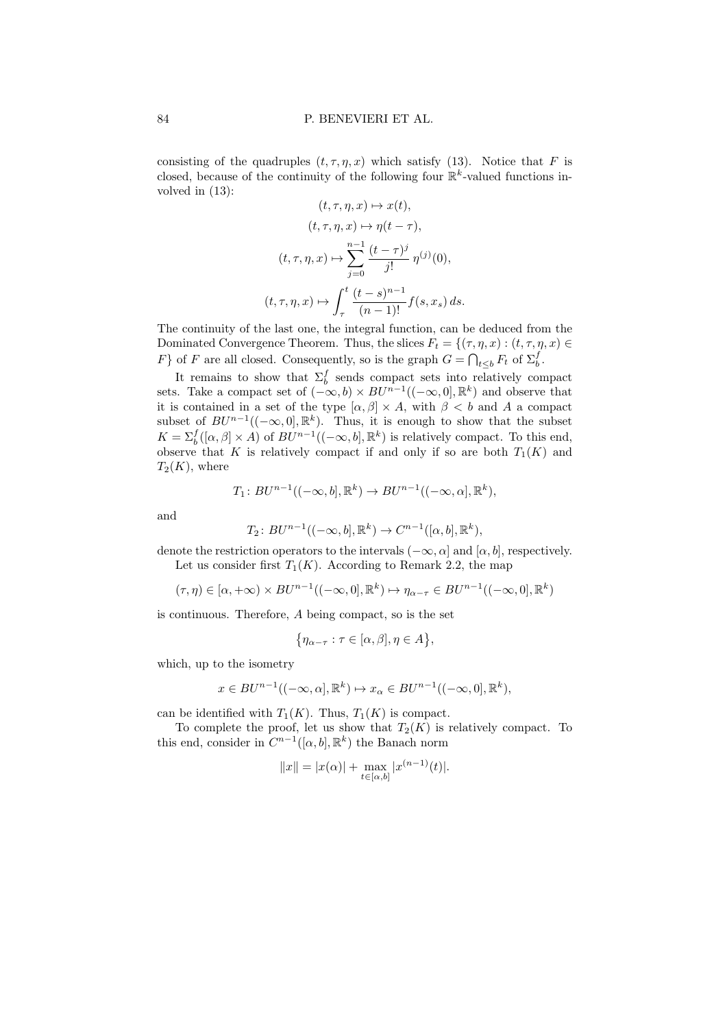consisting of the quadruples $(t, \tau, \eta, x)$ which satisfy (13). Notice that $F$ is closed, because of the continuity of the following four $\mathbb{R}^k$-valued functions involved in (13):

$$(t, \tau, \eta, x) \mapsto x(t),$$

$$(t, \tau, \eta, x) \mapsto \eta(t - \tau),$$

$$(t, \tau, \eta, x) \mapsto \sum_{j=0}^{n-1} \frac{(t - \tau)^j}{j!} \, \eta^{(j)}(0),$$

$$(t, \tau, \eta, x) \mapsto \int_\tau^t \frac{(t - s)^{n-1}}{(n-1)!} f(s, x_s) \, ds.$$

The continuity of the last one, the integral function, can be deduced from the Dominated Convergence Theorem. Thus, the slices $F_t = \{(\tau, \eta, x) : (t, \tau, \eta, x) \in F\}$ of $F$ are all closed. Consequently, so is the graph $G = \bigcap_{t \leq b} F_t$ of $\Sigma_b^f$.

It remains to show that $\Sigma_b^f$ sends compact sets into relatively compact sets. Take a compact set of $(-\infty, b) \times BU^{n-1}((-\infty, 0], \mathbb{R}^k)$ and observe that it is contained in a set of the type $[\alpha, \beta] \times A$, with $\beta < b$ and $A$ a compact subset of $BU^{n-1}((-\infty, 0], \mathbb{R}^k)$. Thus, it is enough to show that the subset $K = \Sigma_b^f([\alpha, \beta] \times A)$ of $BU^{n-1}((-\infty, b], \mathbb{R}^k)$ is relatively compact. To this end, observe that $K$ is relatively compact if and only if so are both $T_1(K)$ and $T_2(K)$, where

$$T_1 \colon BU^{n-1}((-\infty, b], \mathbb{R}^k) \to BU^{n-1}((-\infty, \alpha], \mathbb{R}^k),$$

and

$$T_2 \colon BU^{n-1}((-\infty, b], \mathbb{R}^k) \to C^{n-1}([\alpha, b], \mathbb{R}^k),$$

denote the restriction operators to the intervals $(-\infty, \alpha]$ and $[\alpha, b]$, respectively.

Let us consider first $T_1(K)$. According to Remark 2.2, the map

$$(\tau, \eta) \in [\alpha, +\infty) \times BU^{n-1}((-\infty, 0], \mathbb{R}^k) \mapsto \eta_{\alpha - \tau} \in BU^{n-1}((-\infty, 0], \mathbb{R}^k)$$

is continuous. Therefore, $A$ being compact, so is the set

$$\{\eta_{\alpha - \tau} : \tau \in [\alpha, \beta], \eta \in A\},$$

which, up to the isometry

$$x \in BU^{n-1}((-\infty, \alpha], \mathbb{R}^k) \mapsto x_\alpha \in BU^{n-1}((-\infty, 0], \mathbb{R}^k),$$

can be identified with $T_1(K)$. Thus, $T_1(K)$ is compact.

To complete the proof, let us show that $T_2(K)$ is relatively compact. To this end, consider in $C^{n-1}([\alpha, b], \mathbb{R}^k)$ the Banach norm

$$\|x\| = |x(\alpha)| + \max_{t \in [\alpha, b]} |x^{(n-1)}(t)|.$$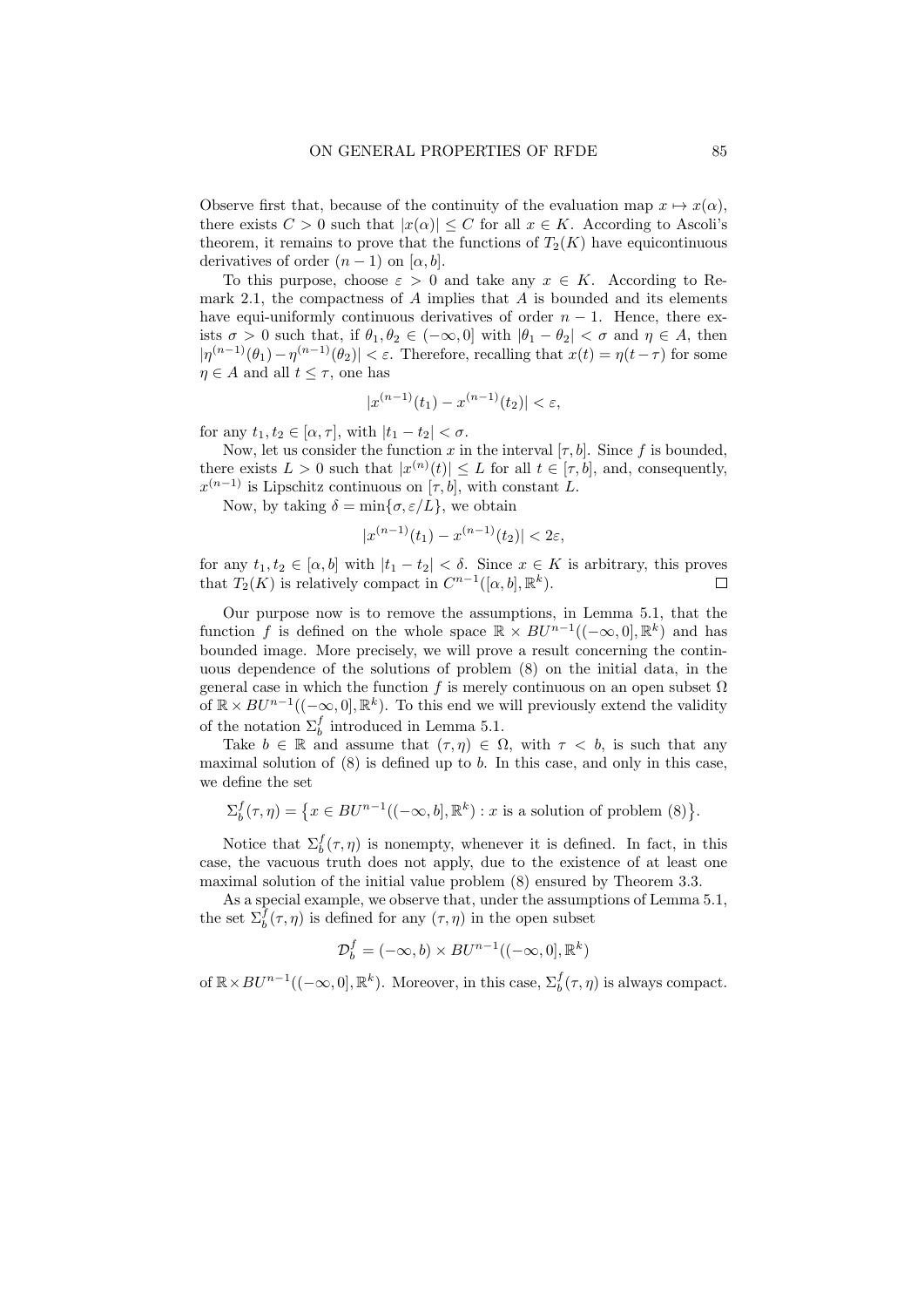Observe first that, because of the continuity of the evaluation map $x \mapsto x(\alpha)$, there exists $C > 0$ such that $|x(\alpha)| \le C$ for all $x \in K$. According to Ascoli's theorem, it remains to prove that the functions of $T_2(K)$ have equicontinuous derivatives of order $(n-1)$ on $[\alpha, b]$.

To this purpose, choose $\varepsilon > 0$ and take any $x \in K$. According to Remark 2.1, the compactness of $A$ implies that $A$ is bounded and its elements have equi-uniformly continuous derivatives of order $n-1$. Hence, there exists $\sigma > 0$ such that, if $\theta_1, \theta_2 \in (-\infty, 0]$ with $|\theta_1 - \theta_2| < \sigma$ and $\eta \in A$, then $|\eta^{(n-1)}(\theta_1) - \eta^{(n-1)}(\theta_2)| < \varepsilon$. Therefore, recalling that $x(t) = \eta(t-\tau)$ for some $\eta \in A$ and all $t \le \tau$, one has

$$|x^{(n-1)}(t_1) - x^{(n-1)}(t_2)| < \varepsilon,$$

for any $t_1, t_2 \in [\alpha, \tau]$, with $|t_1 - t_2| < \sigma$.

Now, let us consider the function $x$ in the interval $[\tau, b]$. Since $f$ is bounded, there exists $L > 0$ such that $|x^{(n)}(t)| \le L$ for all $t \in [\tau, b]$, and, consequently, $x^{(n-1)}$ is Lipschitz continuous on $[\tau, b]$, with constant $L$.

Now, by taking $\delta = \min\{\sigma, \varepsilon/L\}$, we obtain

$$|x^{(n-1)}(t_1) - x^{(n-1)}(t_2)| < 2\varepsilon,$$

for any $t_1, t_2 \in [\alpha, b]$ with $|t_1 - t_2| < \delta$. Since $x \in K$ is arbitrary, this proves that $T_2(K)$ is relatively compact in $C^{n-1}([\alpha, b], \mathbb{R}^k)$. □

Our purpose now is to remove the assumptions, in Lemma 5.1, that the function $f$ is defined on the whole space $\mathbb{R} \times BU^{n-1}((-\infty, 0], \mathbb{R}^k)$ and has bounded image. More precisely, we will prove a result concerning the continuous dependence of the solutions of problem (8) on the initial data, in the general case in which the function $f$ is merely continuous on an open subset $\Omega$ of $\mathbb{R} \times BU^{n-1}((-\infty, 0], \mathbb{R}^k)$. To this end we will previously extend the validity of the notation $\Sigma_b^f$ introduced in Lemma 5.1.

Take $b \in \mathbb{R}$ and assume that $(\tau, \eta) \in \Omega$, with $\tau < b$, is such that any maximal solution of (8) is defined up to $b$. In this case, and only in this case, we define the set

$$\Sigma_b^f(\tau, \eta) = \big\{x \in BU^{n-1}((-\infty, b], \mathbb{R}^k) : x \text{ is a solution of problem (8)}\big\}.$$

Notice that $\Sigma_b^f(\tau, \eta)$ is nonempty, whenever it is defined. In fact, in this case, the vacuous truth does not apply, due to the existence of at least one maximal solution of the initial value problem (8) ensured by Theorem 3.3.

As a special example, we observe that, under the assumptions of Lemma 5.1, the set $\Sigma_b^f(\tau, \eta)$ is defined for any $(\tau, \eta)$ in the open subset

$$\mathcal{D}_b^f = (-\infty, b) \times BU^{n-1}((-\infty, 0], \mathbb{R}^k)$$

of $\mathbb{R} \times BU^{n-1}((-\infty, 0], \mathbb{R}^k)$. Moreover, in this case, $\Sigma_b^f(\tau, \eta)$ is always compact.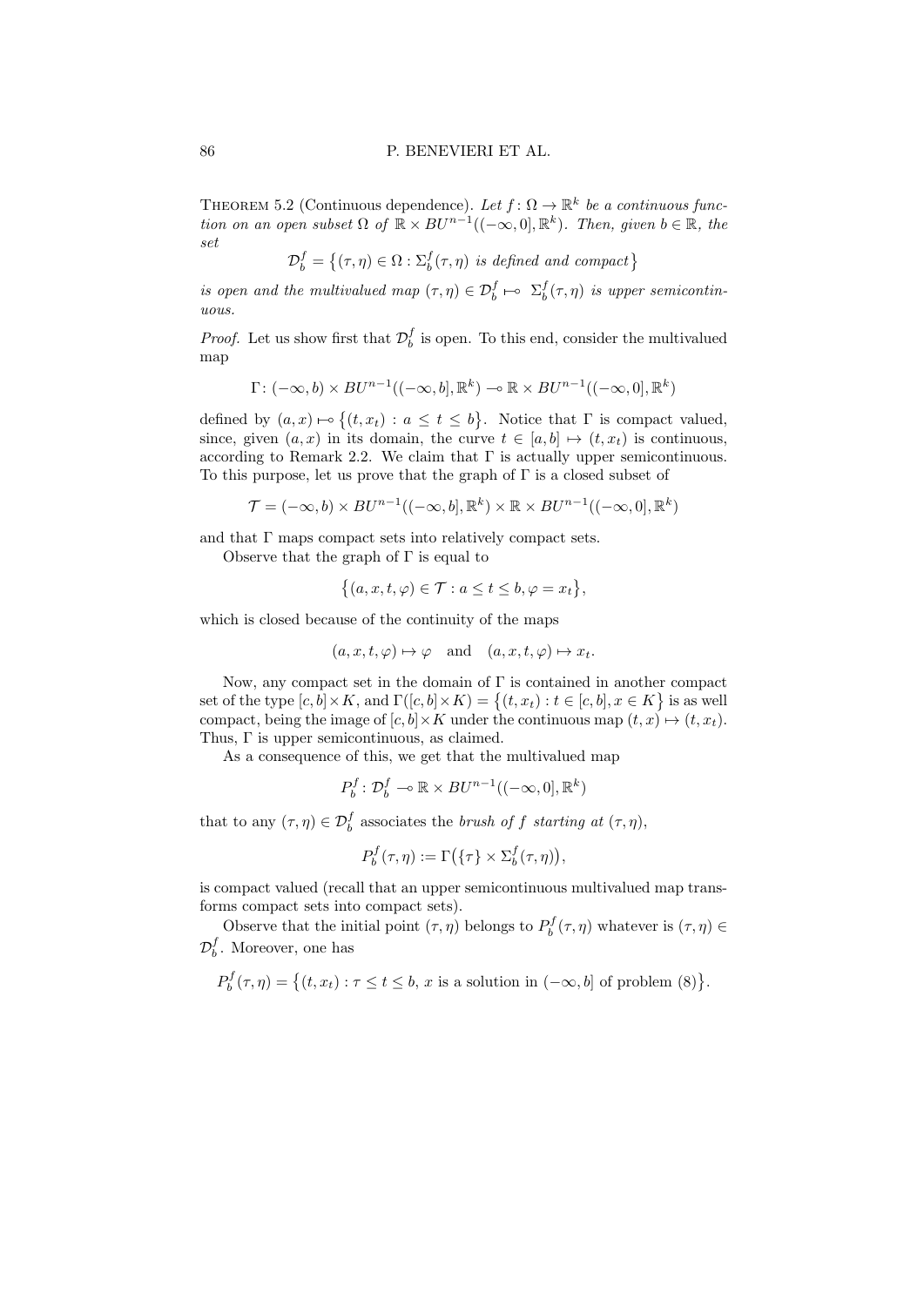Theorem 5.2 (Continuous dependence). *Let $f\colon \Omega \to \mathbb{R}^k$ be a continuous function on an open subset $\Omega$ of $\mathbb{R} \times BU^{n-1}((-\infty,0],\mathbb{R}^k)$. Then, given $b \in \mathbb{R}$, the set*

$$\mathcal{D}_b^f = \big\{(\tau,\eta) \in \Omega : \Sigma_b^f(\tau,\eta) \text{ is defined and compact}\big\}$$

*is open and the multivalued map $(\tau,\eta) \in \mathcal{D}_b^f \multimap \Sigma_b^f(\tau,\eta)$ is upper semicontinuous.*

*Proof.* Let us show first that $\mathcal{D}_b^f$ is open. To this end, consider the multivalued map

$$\Gamma\colon (-\infty,b) \times BU^{n-1}((-\infty,b],\mathbb{R}^k) \multimap \mathbb{R} \times BU^{n-1}((-\infty,0],\mathbb{R}^k)$$

defined by $(a,x) \multimap \big\{(t,x_t) : a \le t \le b\big\}$. Notice that $\Gamma$ is compact valued, since, given $(a,x)$ in its domain, the curve $t \in [a,b] \mapsto (t,x_t)$ is continuous, according to Remark 2.2. We claim that $\Gamma$ is actually upper semicontinuous. To this purpose, let us prove that the graph of $\Gamma$ is a closed subset of

$$\mathcal{T} = (-\infty,b) \times BU^{n-1}((-\infty,b],\mathbb{R}^k) \times \mathbb{R} \times BU^{n-1}((-\infty,0],\mathbb{R}^k)$$

and that $\Gamma$ maps compact sets into relatively compact sets.

Observe that the graph of $\Gamma$ is equal to

$$\big\{(a,x,t,\varphi) \in \mathcal{T} : a \le t \le b, \varphi = x_t\big\},$$

which is closed because of the continuity of the maps

$$(a,x,t,\varphi) \mapsto \varphi \quad \text{and} \quad (a,x,t,\varphi) \mapsto x_t.$$

Now, any compact set in the domain of $\Gamma$ is contained in another compact set of the type $[c,b]\times K$, and $\Gamma([c,b]\times K) = \big\{(t,x_t) : t \in [c,b], x \in K\big\}$ is as well compact, being the image of $[c,b]\times K$ under the continuous map $(t,x) \mapsto (t,x_t)$. Thus, $\Gamma$ is upper semicontinuous, as claimed.

As a consequence of this, we get that the multivalued map

$$P_b^f\colon \mathcal{D}_b^f \multimap \mathbb{R} \times BU^{n-1}((-\infty,0],\mathbb{R}^k)$$

that to any $(\tau,\eta) \in \mathcal{D}_b^f$ associates the *brush of $f$ starting at $(\tau,\eta)$*,

$$P_b^f(\tau,\eta) := \Gamma\big(\{\tau\} \times \Sigma_b^f(\tau,\eta)\big),$$

is compact valued (recall that an upper semicontinuous multivalued map transforms compact sets into compact sets).

Observe that the initial point $(\tau,\eta)$ belongs to $P_b^f(\tau,\eta)$ whatever is $(\tau,\eta) \in \mathcal{D}_b^f$. Moreover, one has

$$P_b^f(\tau,\eta) = \big\{(t,x_t) : \tau \le t \le b,\ x \text{ is a solution in } (-\infty,b] \text{ of problem (8)}\big\}.$$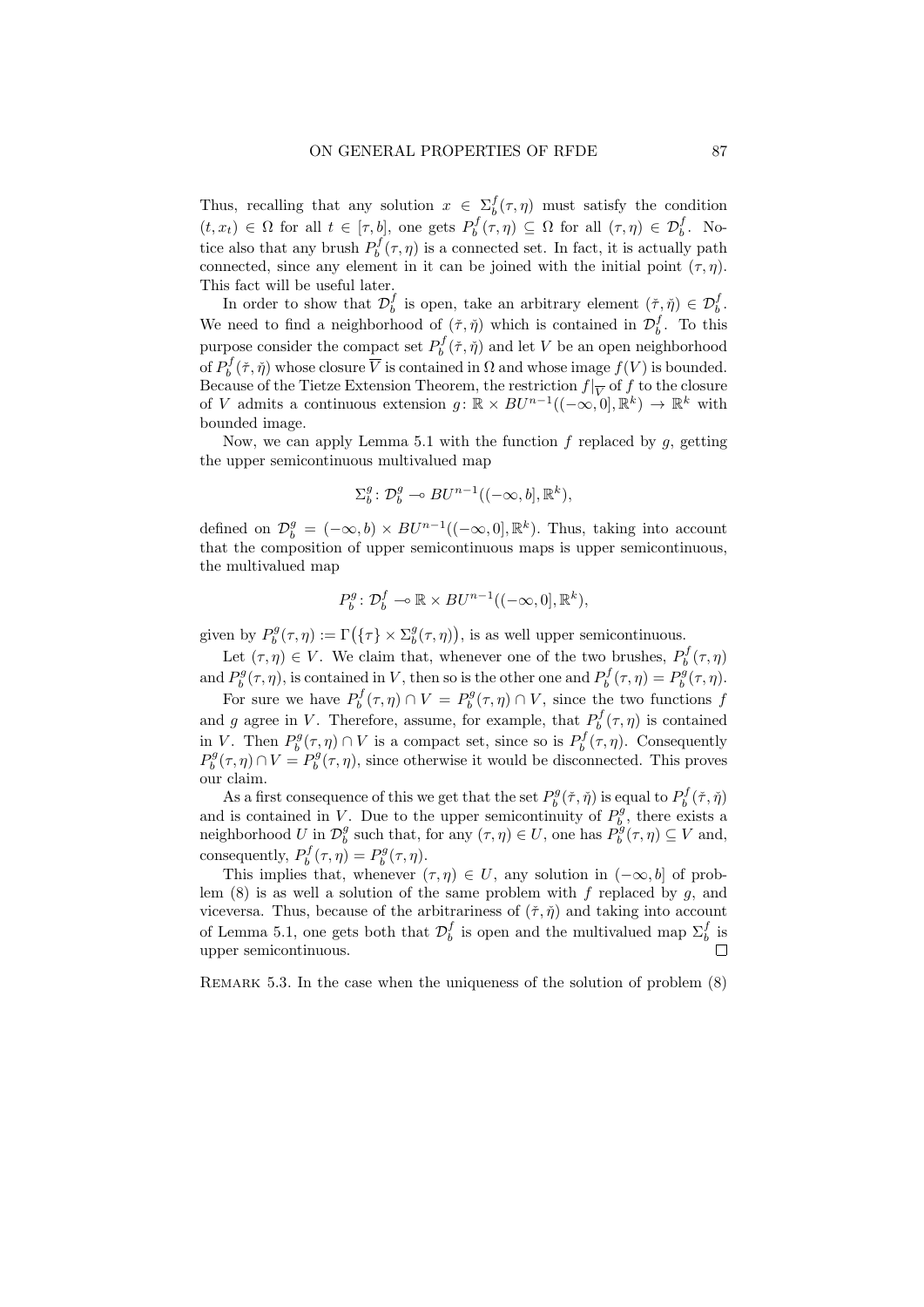Thus, recalling that any solution $x \in \Sigma_b^f(\tau,\eta)$ must satisfy the condition $(t,x_t) \in \Omega$ for all $t \in [\tau,b]$, one gets $P_b^f(\tau,\eta) \subseteq \Omega$ for all $(\tau,\eta) \in \mathcal{D}_b^f$. Notice also that any brush $P_b^f(\tau,\eta)$ is a connected set. In fact, it is actually path connected, since any element in it can be joined with the initial point $(\tau,\eta)$. This fact will be useful later.

In order to show that $\mathcal{D}_b^f$ is open, take an arbitrary element $(\breve{\tau},\breve{\eta}) \in \mathcal{D}_b^f$. We need to find a neighborhood of $(\breve{\tau},\breve{\eta})$ which is contained in $\mathcal{D}_b^f$. To this purpose consider the compact set $P_b^f(\breve{\tau},\breve{\eta})$ and let $V$ be an open neighborhood of $P_b^f(\breve{\tau},\breve{\eta})$ whose closure $\overline{V}$ is contained in $\Omega$ and whose image $f(V)$ is bounded. Because of the Tietze Extension Theorem, the restriction $f|_{\overline{V}}$ of $f$ to the closure of $V$ admits a continuous extension $g\colon \mathbb{R} \times BU^{n-1}((-\infty,0],\mathbb{R}^k) \to \mathbb{R}^k$ with bounded image.

Now, we can apply Lemma 5.1 with the function $f$ replaced by $g$, getting the upper semicontinuous multivalued map

$$\Sigma_b^g\colon \mathcal{D}_b^g \multimap BU^{n-1}((-\infty,b],\mathbb{R}^k),$$

defined on $\mathcal{D}_b^g = (-\infty,b) \times BU^{n-1}((-\infty,0],\mathbb{R}^k)$. Thus, taking into account that the composition of upper semicontinuous maps is upper semicontinuous, the multivalued map

$$P_b^g\colon \mathcal{D}_b^f \multimap \mathbb{R} \times BU^{n-1}((-\infty,0],\mathbb{R}^k),$$

given by $P_b^g(\tau,\eta) := \Gamma\big(\{\tau\} \times \Sigma_b^g(\tau,\eta)\big)$, is as well upper semicontinuous.

Let $(\tau,\eta) \in V$. We claim that, whenever one of the two brushes, $P_b^f(\tau,\eta)$ and $P_b^g(\tau,\eta)$, is contained in $V$, then so is the other one and $P_b^f(\tau,\eta) = P_b^g(\tau,\eta)$.

For sure we have $P_b^f(\tau,\eta) \cap V = P_b^g(\tau,\eta) \cap V$, since the two functions $f$ and $g$ agree in $V$. Therefore, assume, for example, that $P_b^f(\tau,\eta)$ is contained in $V$. Then $P_b^g(\tau,\eta) \cap V$ is a compact set, since so is $P_b^f(\tau,\eta)$. Consequently $P_b^g(\tau,\eta) \cap V = P_b^g(\tau,\eta)$, since otherwise it would be disconnected. This proves our claim.

As a first consequence of this we get that the set $P_b^g(\breve{\tau},\breve{\eta})$ is equal to $P_b^f(\breve{\tau},\breve{\eta})$ and is contained in $V$. Due to the upper semicontinuity of $P_b^g$, there exists a neighborhood $U$ in $\mathcal{D}_b^g$ such that, for any $(\tau,\eta) \in U$, one has $P_b^g(\tau,\eta) \subseteq V$ and, consequently, $P_b^f(\tau,\eta) = P_b^g(\tau,\eta)$.

This implies that, whenever $(\tau,\eta) \in U$, any solution in $(-\infty,b]$ of problem (8) is as well a solution of the same problem with $f$ replaced by $g$, and viceversa. Thus, because of the arbitrariness of $(\breve{\tau},\breve{\eta})$ and taking into account of Lemma 5.1, one gets both that $\mathcal{D}_b^f$ is open and the multivalued map $\Sigma_b^f$ is upper semicontinuous. □

Remark 5.3. In the case when the uniqueness of the solution of problem (8)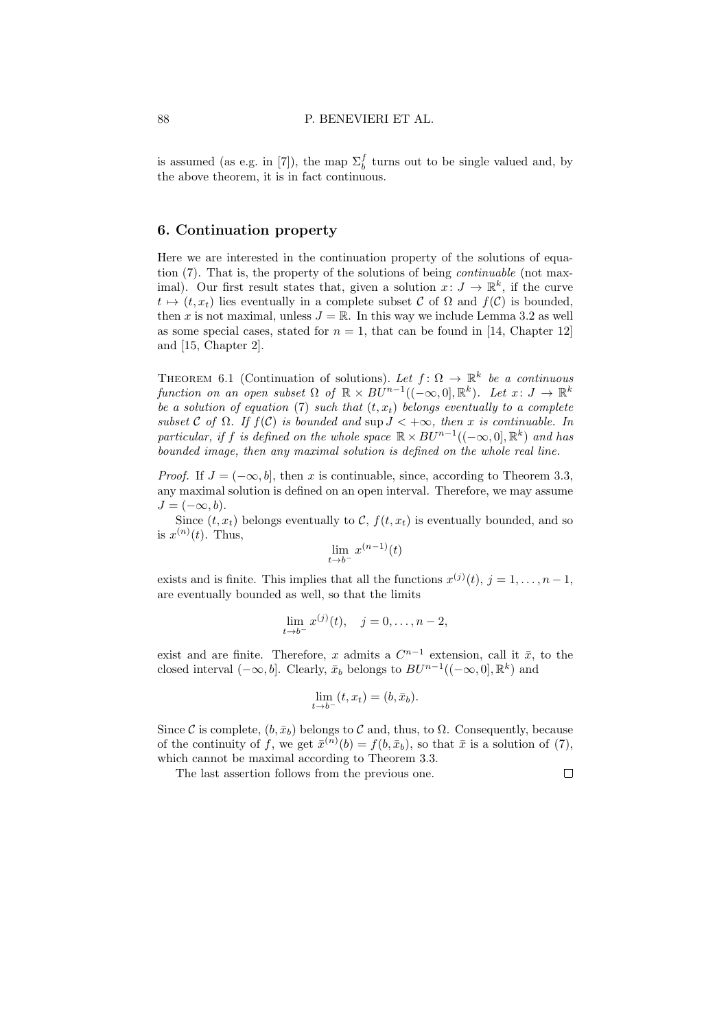is assumed (as e.g. in [7]), the map $\Sigma_b^f$ turns out to be single valued and, by the above theorem, it is in fact continuous.

## 6. Continuation property

Here we are interested in the continuation property of the solutions of equation (7). That is, the property of the solutions of being *continuable* (not maximal). Our first result states that, given a solution $x\colon J \to \mathbb{R}^k$, if the curve $t \mapsto (t, x_t)$ lies eventually in a complete subset $\mathcal{C}$ of $\Omega$ and $f(\mathcal{C})$ is bounded, then $x$ is not maximal, unless $J = \mathbb{R}$. In this way we include Lemma 3.2 as well as some special cases, stated for $n = 1$, that can be found in [14, Chapter 12] and [15, Chapter 2].

Theorem 6.1 (Continuation of solutions). *Let $f\colon \Omega \to \mathbb{R}^k$ be a continuous function on an open subset $\Omega$ of $\mathbb{R} \times BU^{n-1}((-\infty, 0], \mathbb{R}^k)$. Let $x\colon J \to \mathbb{R}^k$ be a solution of equation* (7) *such that $(t, x_t)$ belongs eventually to a complete subset $\mathcal{C}$ of $\Omega$. If $f(\mathcal{C})$ is bounded and $\sup J < +\infty$, then $x$ is continuable. In particular, if $f$ is defined on the whole space $\mathbb{R} \times BU^{n-1}((-\infty, 0], \mathbb{R}^k)$ and has bounded image, then any maximal solution is defined on the whole real line.*

*Proof.* If $J = (-\infty, b]$, then $x$ is continuable, since, according to Theorem 3.3, any maximal solution is defined on an open interval. Therefore, we may assume $J = (-\infty, b)$.

Since $(t, x_t)$ belongs eventually to $\mathcal{C}$, $f(t, x_t)$ is eventually bounded, and so is $x^{(n)}(t)$. Thus,

$$\lim_{t \to b^-} x^{(n-1)}(t)$$

exists and is finite. This implies that all the functions $x^{(j)}(t)$, $j = 1, \ldots, n-1$, are eventually bounded as well, so that the limits

$$\lim_{t \to b^-} x^{(j)}(t), \quad j = 0, \ldots, n-2,$$

exist and are finite. Therefore, $x$ admits a $C^{n-1}$ extension, call it $\bar{x}$, to the closed interval $(-\infty, b]$. Clearly, $\bar{x}_b$ belongs to $BU^{n-1}((-\infty, 0], \mathbb{R}^k)$ and

$$\lim_{t \to b^-} (t, x_t) = (b, \bar{x}_b).$$

Since $\mathcal{C}$ is complete, $(b, \bar{x}_b)$ belongs to $\mathcal{C}$ and, thus, to $\Omega$. Consequently, because of the continuity of $f$, we get $\bar{x}^{(n)}(b) = f(b, \bar{x}_b)$, so that $\bar{x}$ is a solution of (7), which cannot be maximal according to Theorem 3.3.

The last assertion follows from the previous one. □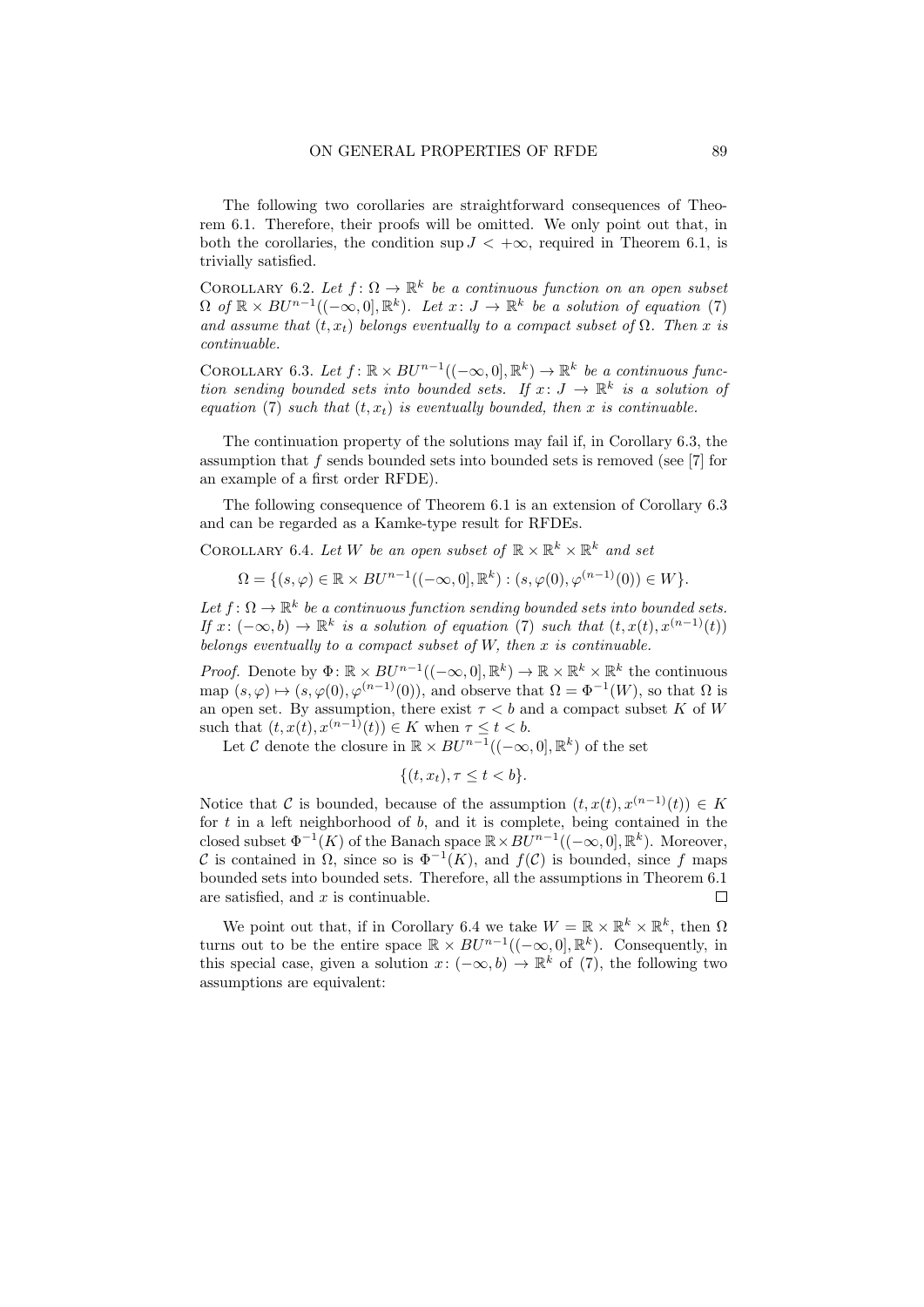The following two corollaries are straightforward consequences of Theorem 6.1. Therefore, their proofs will be omitted. We only point out that, in both the corollaries, the condition $\sup J < +\infty$, required in Theorem 6.1, is trivially satisfied.

Corollary 6.2. *Let $f\colon \Omega \to \mathbb{R}^k$ be a continuous function on an open subset $\Omega$ of $\mathbb{R} \times BU^{n-1}((-\infty, 0], \mathbb{R}^k)$. Let $x\colon J \to \mathbb{R}^k$ be a solution of equation* (7) *and assume that $(t, x_t)$ belongs eventually to a compact subset of $\Omega$. Then $x$ is continuable.*

Corollary 6.3. *Let $f\colon \mathbb{R} \times BU^{n-1}((-\infty, 0], \mathbb{R}^k) \to \mathbb{R}^k$ be a continuous function sending bounded sets into bounded sets. If $x\colon J \to \mathbb{R}^k$ is a solution of equation* (7) *such that $(t, x_t)$ is eventually bounded, then $x$ is continuable.*

The continuation property of the solutions may fail if, in Corollary 6.3, the assumption that $f$ sends bounded sets into bounded sets is removed (see [7] for an example of a first order RFDE).

The following consequence of Theorem 6.1 is an extension of Corollary 6.3 and can be regarded as a Kamke-type result for RFDEs.

Corollary 6.4. *Let $W$ be an open subset of $\mathbb{R} \times \mathbb{R}^k \times \mathbb{R}^k$ and set*

$$\Omega = \{(s, \varphi) \in \mathbb{R} \times BU^{n-1}((-\infty, 0], \mathbb{R}^k) : (s, \varphi(0), \varphi^{(n-1)}(0)) \in W\}.$$

*Let $f\colon \Omega \to \mathbb{R}^k$ be a continuous function sending bounded sets into bounded sets. If $x\colon (-\infty, b) \to \mathbb{R}^k$ is a solution of equation* (7) *such that $(t, x(t), x^{(n-1)}(t))$ belongs eventually to a compact subset of $W$, then $x$ is continuable.*

*Proof.* Denote by $\Phi\colon \mathbb{R} \times BU^{n-1}((-\infty, 0], \mathbb{R}^k) \to \mathbb{R} \times \mathbb{R}^k \times \mathbb{R}^k$ the continuous map $(s, \varphi) \mapsto (s, \varphi(0), \varphi^{(n-1)}(0))$, and observe that $\Omega = \Phi^{-1}(W)$, so that $\Omega$ is an open set. By assumption, there exist $\tau < b$ and a compact subset $K$ of $W$ such that $(t, x(t), x^{(n-1)}(t)) \in K$ when $\tau \le t < b$.

Let $\mathcal{C}$ denote the closure in $\mathbb{R} \times BU^{n-1}((-\infty, 0], \mathbb{R}^k)$ of the set

$$\{(t, x_t), \tau \le t < b\}.$$

Notice that $\mathcal{C}$ is bounded, because of the assumption $(t, x(t), x^{(n-1)}(t)) \in K$ for $t$ in a left neighborhood of $b$, and it is complete, being contained in the closed subset $\Phi^{-1}(K)$ of the Banach space $\mathbb{R} \times BU^{n-1}((-\infty, 0], \mathbb{R}^k)$. Moreover, $\mathcal{C}$ is contained in $\Omega$, since so is $\Phi^{-1}(K)$, and $f(\mathcal{C})$ is bounded, since $f$ maps bounded sets into bounded sets. Therefore, all the assumptions in Theorem 6.1 are satisfied, and $x$ is continuable. $\square$

We point out that, if in Corollary 6.4 we take $W = \mathbb{R} \times \mathbb{R}^k \times \mathbb{R}^k$, then $\Omega$ turns out to be the entire space $\mathbb{R} \times BU^{n-1}((-\infty, 0], \mathbb{R}^k)$. Consequently, in this special case, given a solution $x\colon (-\infty, b) \to \mathbb{R}^k$ of (7), the following two assumptions are equivalent: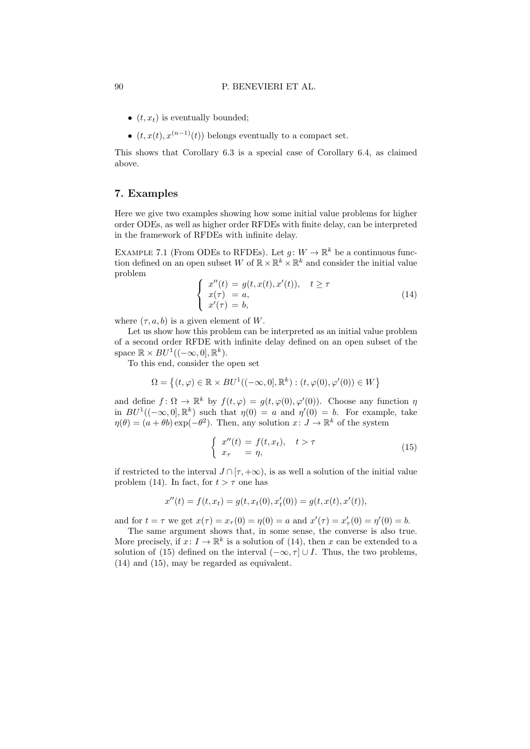- $(t, x_t)$ is eventually bounded;
- $(t, x(t), x^{(n-1)}(t))$ belongs eventually to a compact set.

This shows that Corollary 6.3 is a special case of Corollary 6.4, as claimed above.

## 7. Examples

Here we give two examples showing how some initial value problems for higher order ODEs, as well as higher order RFDEs with finite delay, can be interpreted in the framework of RFDEs with infinite delay.

EXAMPLE 7.1 (From ODEs to RFDEs). Let $g\colon W \to \mathbb{R}^k$ be a continuous function defined on an open subset $W$ of $\mathbb{R} \times \mathbb{R}^k \times \mathbb{R}^k$ and consider the initial value problem

$$\begin{cases} x''(t) = g(t, x(t), x'(t)), & t \geq \tau \\ x(\tau) = a, \\ x'(\tau) = b, \end{cases} \tag{14}$$

where $(\tau, a, b)$ is a given element of $W$.

Let us show how this problem can be interpreted as an initial value problem of a second order RFDE with infinite delay defined on an open subset of the space $\mathbb{R} \times BU^1((-\infty, 0], \mathbb{R}^k)$.

To this end, consider the open set

$$\Omega = \left\{(t, \varphi) \in \mathbb{R} \times BU^1((-\infty, 0], \mathbb{R}^k) : (t, \varphi(0), \varphi'(0)) \in W\right\}$$

and define $f\colon \Omega \to \mathbb{R}^k$ by $f(t, \varphi) = g(t, \varphi(0), \varphi'(0))$. Choose any function $\eta$ in $BU^1((-\infty, 0], \mathbb{R}^k)$ such that $\eta(0) = a$ and $\eta'(0) = b$. For example, take $\eta(\theta) = (a + \theta b)\exp(-\theta^2)$. Then, any solution $x\colon J \to \mathbb{R}^k$ of the system

$$\begin{cases} x''(t) = f(t, x_t), & t > \tau \\ x_\tau \quad = \eta, \end{cases} \tag{15}$$

if restricted to the interval $J \cap [\tau, +\infty)$, is as well a solution of the initial value problem (14). In fact, for $t > \tau$ one has

$$x''(t) = f(t, x_t) = g(t, x_t(0), x_t'(0)) = g(t, x(t), x'(t)),$$

and for $t = \tau$ we get $x(\tau) = x_\tau(0) = \eta(0) = a$ and $x'(\tau) = x_\tau'(0) = \eta'(0) = b$.

The same argument shows that, in some sense, the converse is also true. More precisely, if $x\colon I \to \mathbb{R}^k$ is a solution of (14), then $x$ can be extended to a solution of (15) defined on the interval $(-\infty, \tau] \cup I$. Thus, the two problems, (14) and (15), may be regarded as equivalent.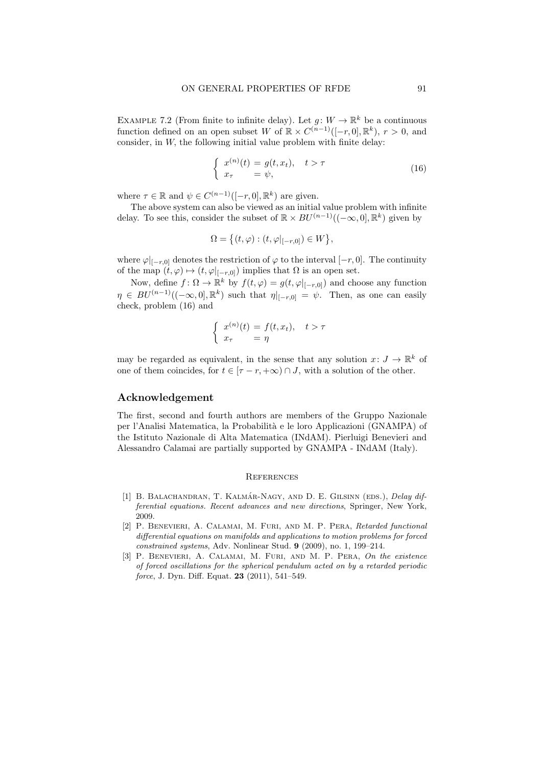Example 7.2 (From finite to infinite delay). Let $g\colon W \to \mathbb{R}^k$ be a continuous function defined on an open subset $W$ of $\mathbb{R} \times C^{(n-1)}([-r,0],\mathbb{R}^k)$, $r > 0$, and consider, in $W$, the following initial value problem with finite delay:

$$\begin{cases} x^{(n)}(t) = g(t, x_t), & t > \tau \\ x_\tau = \psi, \end{cases} \tag{16}$$

where $\tau \in \mathbb{R}$ and $\psi \in C^{(n-1)}([-r,0],\mathbb{R}^k)$ are given.

The above system can also be viewed as an initial value problem with infinite delay. To see this, consider the subset of $\mathbb{R} \times BU^{(n-1)}((-\infty,0],\mathbb{R}^k)$ given by

$$\Omega = \left\{(t,\varphi) : (t, \varphi|_{[-r,0]}) \in W\right\},$$

where $\varphi|_{[-r,0]}$ denotes the restriction of $\varphi$ to the interval $[-r,0]$. The continuity of the map $(t,\varphi) \mapsto (t, \varphi|_{[-r,0]})$ implies that $\Omega$ is an open set.

Now, define $f\colon \Omega \to \mathbb{R}^k$ by $f(t,\varphi) = g(t, \varphi|_{[-r,0]})$ and choose any function $\eta \in BU^{(n-1)}((-\infty,0],\mathbb{R}^k)$ such that $\eta|_{[-r,0]} = \psi$. Then, as one can easily check, problem (16) and

$$\begin{cases} x^{(n)}(t) = f(t, x_t), & t > \tau \\ x_\tau = \eta \end{cases}$$

may be regarded as equivalent, in the sense that any solution $x\colon J \to \mathbb{R}^k$ of one of them coincides, for $t \in [\tau - r, +\infty) \cap J$, with a solution of the other.

## Acknowledgement

The first, second and fourth authors are members of the Gruppo Nazionale per l'Analisi Matematica, la Probabilità e le loro Applicazioni (GNAMPA) of the Istituto Nazionale di Alta Matematica (INdAM). Pierluigi Benevieri and Alessandro Calamai are partially supported by GNAMPA - INdAM (Italy).

## References

[1] B. Balachandran, T. Kalmár-Nagy, and D. E. Gilsinn (eds.), *Delay differential equations. Recent advances and new directions*, Springer, New York, 2009.

[2] P. Benevieri, A. Calamai, M. Furi, and M. P. Pera, *Retarded functional differential equations on manifolds and applications to motion problems for forced constrained systems*, Adv. Nonlinear Stud. **9** (2009), no. 1, 199–214.

[3] P. Benevieri, A. Calamai, M. Furi, and M. P. Pera, *On the existence of forced oscillations for the spherical pendulum acted on by a retarded periodic force*, J. Dyn. Diff. Equat. **23** (2011), 541–549.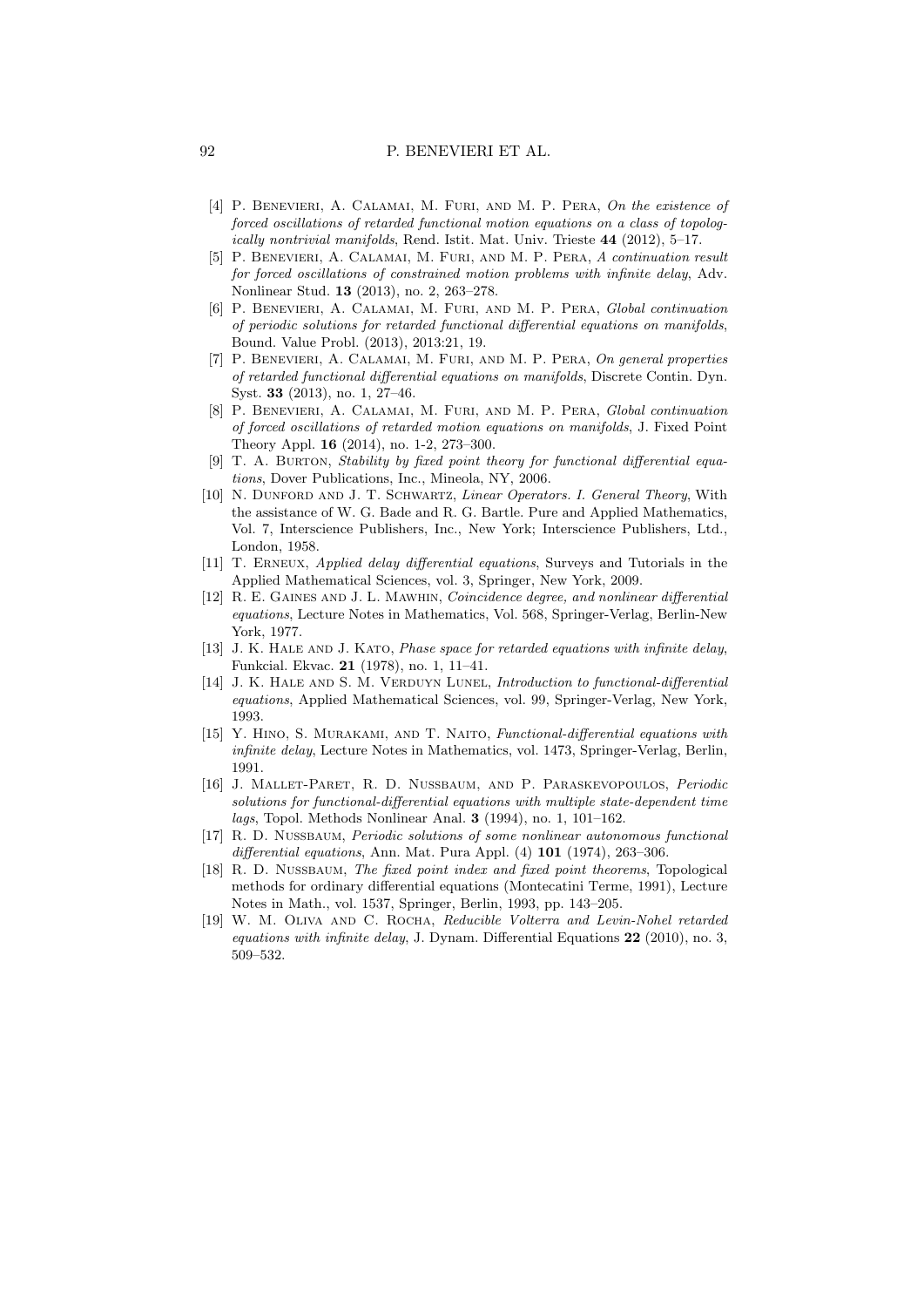[4] P. Benevieri, A. Calamai, M. Furi, and M. P. Pera, *On the existence of forced oscillations of retarded functional motion equations on a class of topologically nontrivial manifolds*, Rend. Istit. Mat. Univ. Trieste **44** (2012), 5–17.

[5] P. Benevieri, A. Calamai, M. Furi, and M. P. Pera, *A continuation result for forced oscillations of constrained motion problems with infinite delay*, Adv. Nonlinear Stud. **13** (2013), no. 2, 263–278.

[6] P. Benevieri, A. Calamai, M. Furi, and M. P. Pera, *Global continuation of periodic solutions for retarded functional differential equations on manifolds*, Bound. Value Probl. (2013), 2013:21, 19.

[7] P. Benevieri, A. Calamai, M. Furi, and M. P. Pera, *On general properties of retarded functional differential equations on manifolds*, Discrete Contin. Dyn. Syst. **33** (2013), no. 1, 27–46.

[8] P. Benevieri, A. Calamai, M. Furi, and M. P. Pera, *Global continuation of forced oscillations of retarded motion equations on manifolds*, J. Fixed Point Theory Appl. **16** (2014), no. 1-2, 273–300.

[9] T. A. Burton, *Stability by fixed point theory for functional differential equations*, Dover Publications, Inc., Mineola, NY, 2006.

[10] N. Dunford and J. T. Schwartz, *Linear Operators. I. General Theory*, With the assistance of W. G. Bade and R. G. Bartle. Pure and Applied Mathematics, Vol. 7, Interscience Publishers, Inc., New York; Interscience Publishers, Ltd., London, 1958.

[11] T. Erneux, *Applied delay differential equations*, Surveys and Tutorials in the Applied Mathematical Sciences, vol. 3, Springer, New York, 2009.

[12] R. E. Gaines and J. L. Mawhin, *Coincidence degree, and nonlinear differential equations*, Lecture Notes in Mathematics, Vol. 568, Springer-Verlag, Berlin-New York, 1977.

[13] J. K. Hale and J. Kato, *Phase space for retarded equations with infinite delay*, Funkcial. Ekvac. **21** (1978), no. 1, 11–41.

[14] J. K. Hale and S. M. Verduyn Lunel, *Introduction to functional-differential equations*, Applied Mathematical Sciences, vol. 99, Springer-Verlag, New York, 1993.

[15] Y. Hino, S. Murakami, and T. Naito, *Functional-differential equations with infinite delay*, Lecture Notes in Mathematics, vol. 1473, Springer-Verlag, Berlin, 1991.

[16] J. Mallet-Paret, R. D. Nussbaum, and P. Paraskevopoulos, *Periodic solutions for functional-differential equations with multiple state-dependent time lags*, Topol. Methods Nonlinear Anal. **3** (1994), no. 1, 101–162.

[17] R. D. Nussbaum, *Periodic solutions of some nonlinear autonomous functional differential equations*, Ann. Mat. Pura Appl. (4) **101** (1974), 263–306.

[18] R. D. Nussbaum, *The fixed point index and fixed point theorems*, Topological methods for ordinary differential equations (Montecatini Terme, 1991), Lecture Notes in Math., vol. 1537, Springer, Berlin, 1993, pp. 143–205.

[19] W. M. Oliva and C. Rocha, *Reducible Volterra and Levin-Nohel retarded equations with infinite delay*, J. Dynam. Differential Equations **22** (2010), no. 3, 509–532.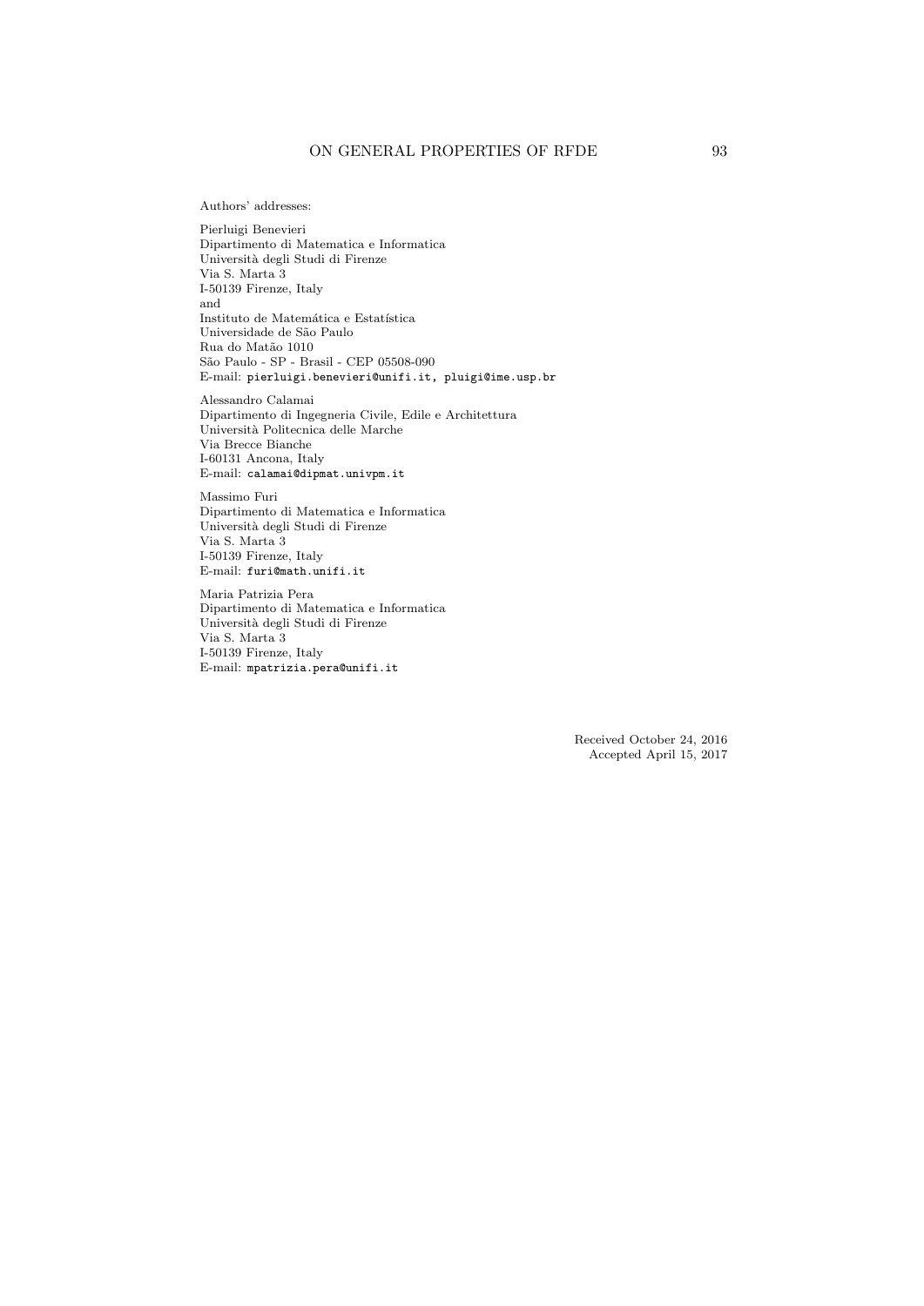Authors' addresses:

Pierluigi Benevieri
Dipartimento di Matematica e Informatica
Università degli Studi di Firenze
Via S. Marta 3
I-50139 Firenze, Italy
and
Instituto de Matemática e Estatística
Universidade de São Paulo
Rua do Matão 1010
São Paulo - SP - Brasil - CEP 05508-090
E-mail: `pierluigi.benevieri@unifi.it, pluigi@ime.usp.br`

Alessandro Calamai
Dipartimento di Ingegneria Civile, Edile e Architettura
Università Politecnica delle Marche
Via Brecce Bianche
I-60131 Ancona, Italy
E-mail: `calamai@dipmat.univpm.it`

Massimo Furi
Dipartimento di Matematica e Informatica
Università degli Studi di Firenze
Via S. Marta 3
I-50139 Firenze, Italy
E-mail: `furi@math.unifi.it`

Maria Patrizia Pera
Dipartimento di Matematica e Informatica
Università degli Studi di Firenze
Via S. Marta 3
I-50139 Firenze, Italy
E-mail: `mpatrizia.pera@unifi.it`

Received October 24, 2016
Accepted April 15, 2017